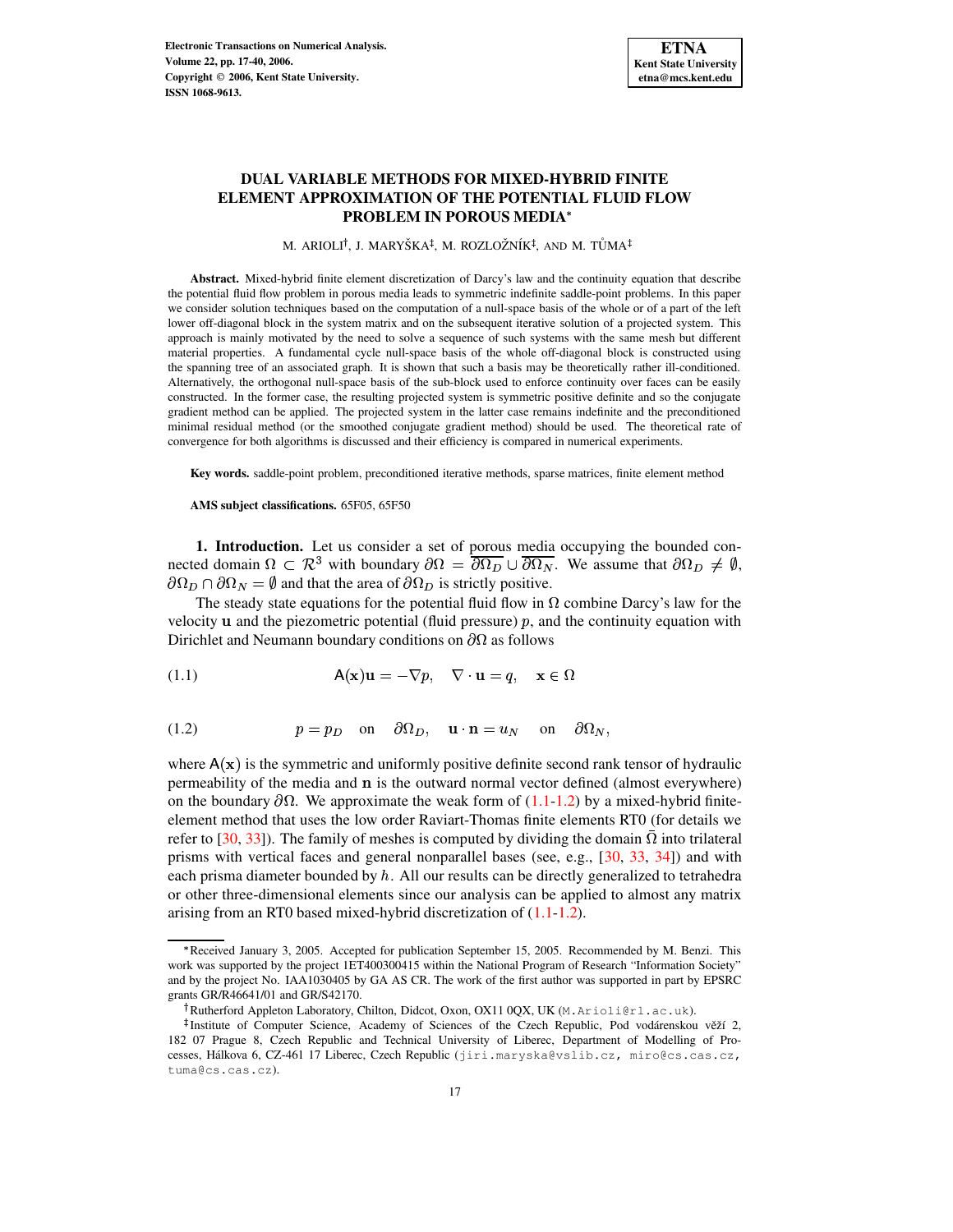# DUAL VARIABLE METHODS FOR MIXED-HYBRID FINITE ELEMENT APPROXIMATION OF THE POTENTIAL FLUID FLOW PROBLEM IN POROUS MEDIA*

M. ARIOLI†, J. MARYŠKA‡, M. ROZLOŽNÍK‡, AND M. TŮMA‡

**Abstract.** Mixed-hybrid finite element discretization of Darcy's law and the continuity equation that describe the potential fluid flow problem in porous media leads to symmetric indefinite saddle-point problems. In this paper we consider solution techniques based on the computation of a null-space basis of the whole or of a part of the left lower off-diagonal block in the system matrix and on the subsequent iterative solution of a projected system. This approach is mainly motivated by the need to solve a sequence of such systems with the same mesh but different material properties. A fundamental cycle null-space basis of the whole off-diagonal block is constructed using the spanning tree of an associated graph. It is shown that such a basis may be theoretically rather ill-conditioned. Alternatively, the orthogonal null-space basis of the sub-block used to enforce continuity over faces can be easily constructed. In the former case, the resulting projected system is symmetric positive definite and so the conjugate gradient method can be applied. The projected system in the latter case remains indefinite and the preconditioned minimal residual method (or the smoothed conjugate gradient method) should be used. The theoretical rate of convergence for both algorithms is discussed and their efficiency is compared in numerical experiments.

**Key words.** saddle-point problem, preconditioned iterative methods, sparse matrices, finite element method

**AMS subject classifications.** 65F05, 65F50

## 1. Introduction.

Let us consider a set of porous media occupying the bounded connected domain $\Omega \subset \mathcal{R}^3$ with boundary $\partial\Omega = \overline{\partial\Omega_D} \cup \overline{\partial\Omega_N}$. We assume that $\partial\Omega_D \neq \emptyset$, $\partial\Omega_D \cap \partial\Omega_N = \emptyset$ and that the area of $\partial\Omega_D$ is strictly positive.

The steady state equations for the potential fluid flow in $\Omega$ combine Darcy's law for the velocity $\mathbf{u}$ and the piezometric potential (fluid pressure) $p$, and the continuity equation with Dirichlet and Neumann boundary conditions on $\partial\Omega$ as follows

$$\mathsf{A}(\mathbf{x})\mathbf{u} = -\nabla p, \quad \nabla \cdot \mathbf{u} = q, \quad \mathbf{x} \in \Omega \tag{1.1}$$

$$p = p_D \quad \text{on} \quad \partial\Omega_D, \quad \mathbf{u} \cdot \mathbf{n} = u_N \quad \text{on} \quad \partial\Omega_N, \tag{1.2}$$

where $\mathsf{A}(\mathbf{x})$ is the symmetric and uniformly positive definite second rank tensor of hydraulic permeability of the media and $\mathbf{n}$ is the outward normal vector defined (almost everywhere) on the boundary $\partial\Omega$. We approximate the weak form of (1.1-1.2) by a mixed-hybrid finite-element method that uses the low order Raviart-Thomas finite elements RT0 (for details we refer to [30, 33]). The family of meshes is computed by dividing the domain $\bar{\Omega}$ into trilateral prisms with vertical faces and general nonparallel bases (see, e.g., [30, 33, 34]) and with each prisma diameter bounded by $h$. All our results can be directly generalized to tetrahedra or other three-dimensional elements since our analysis can be applied to almost any matrix arising from an RT0 based mixed-hybrid discretization of (1.1-1.2).

---

*Received January 3, 2005. Accepted for publication September 15, 2005. Recommended by M. Benzi. This work was supported by the project 1ET400300415 within the National Program of Research "Information Society" and by the project No. IAA1030405 by GA AS CR. The work of the first author was supported in part by EPSRC grants GR/R46641/01 and GR/S42170.

†Rutherford Appleton Laboratory, Chilton, Didcot, Oxon, OX11 0QX, UK (M.Arioli@rl.ac.uk).

‡Institute of Computer Science, Academy of Sciences of the Czech Republic, Pod vodárenskou věží 2, 182 07 Prague 8, Czech Republic and Technical University of Liberec, Department of Modelling of Processes, Hálkova 6, CZ-461 17 Liberec, Czech Republic (jiri.maryska@vslib.cz, miro@cs.cas.cz, tuma@cs.cas.cz).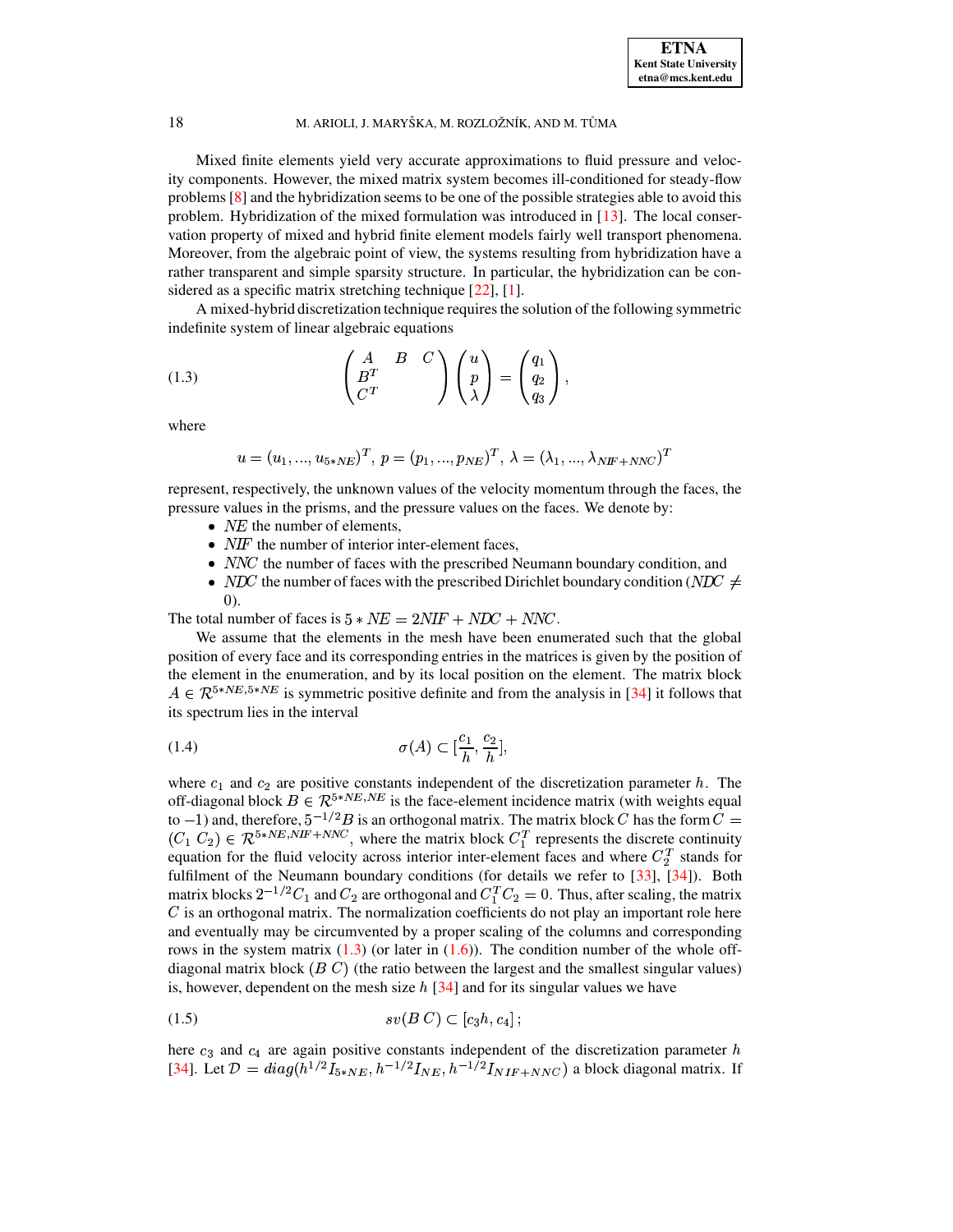Mixed finite elements yield very accurate approximations to fluid pressure and velocity components. However, the mixed matrix system becomes ill-conditioned for steady-flow problems [8] and the hybridization seems to be one of the possible strategies able to avoid this problem. Hybridization of the mixed formulation was introduced in [13]. The local conservation property of mixed and hybrid finite element models fairly well transport phenomena. Moreover, from the algebraic point of view, the systems resulting from hybridization have a rather transparent and simple sparsity structure. In particular, the hybridization can be considered as a specific matrix stretching technique [22], [1].

A mixed-hybrid discretization technique requires the solution of the following symmetric indefinite system of linear algebraic equations

$$\begin{pmatrix} A & B & C \\ B^T & & \\ C^T & & \end{pmatrix} \begin{pmatrix} u \\ p \\ \lambda \end{pmatrix} = \begin{pmatrix} q_1 \\ q_2 \\ q_3 \end{pmatrix}, \tag{1.3}$$

where

$$u = (u_1, ..., u_{5*NE})^T,\ p = (p_1, ..., p_{NE})^T,\ \lambda = (\lambda_1, ..., \lambda_{NIF+NNC})^T$$

represent, respectively, the unknown values of the velocity momentum through the faces, the pressure values in the prisms, and the pressure values on the faces. We denote by:

- $NE$ the number of elements,
- $NIF$ the number of interior inter-element faces,
- $NNC$ the number of faces with the prescribed Neumann boundary condition, and
- $NDC$ the number of faces with the prescribed Dirichlet boundary condition ($NDC \neq 0$).

The total number of faces is $5 * NE = 2NIF + NDC + NNC$.

We assume that the elements in the mesh have been enumerated such that the global position of every face and its corresponding entries in the matrices is given by the position of the element in the enumeration, and by its local position on the element. The matrix block $A \in \mathcal{R}^{5*NE,5*NE}$ is symmetric positive definite and from the analysis in [34] it follows that its spectrum lies in the interval

$$\sigma(A) \subset [\frac{c_1}{h}, \frac{c_2}{h}], \tag{1.4}$$

where $c_1$ and $c_2$ are positive constants independent of the discretization parameter $h$. The off-diagonal block $B \in \mathcal{R}^{5*NE,NE}$ is the face-element incidence matrix (with weights equal to $-1$) and, therefore, $5^{-1/2}B$ is an orthogonal matrix. The matrix block $C$ has the form $C = (C_1\ C_2) \in \mathcal{R}^{5*NE,NIF+NNC}$, where the matrix block $C_1^T$ represents the discrete continuity equation for the fluid velocity across interior inter-element faces and where $C_2^T$ stands for fulfilment of the Neumann boundary conditions (for details we refer to [33], [34]). Both matrix blocks $2^{-1/2}C_1$ and $C_2$ are orthogonal and $C_1^T C_2 = 0$. Thus, after scaling, the matrix $C$ is an orthogonal matrix. The normalization coefficients do not play an important role here and eventually may be circumvented by a proper scaling of the columns and corresponding rows in the system matrix (1.3) (or later in (1.6)). The condition number of the whole off-diagonal matrix block $(B\ C)$ (the ratio between the largest and the smallest singular values) is, however, dependent on the mesh size $h$ [34] and for its singular values we have

$$sv(B\,C) \subset [c_3 h, c_4]\,; \tag{1.5}$$

here $c_3$ and $c_4$ are again positive constants independent of the discretization parameter $h$ [34]. Let $\mathcal{D} = diag(h^{1/2} I_{5*NE}, h^{-1/2} I_{NE}, h^{-1/2} I_{NIF+NNC})$ a block diagonal matrix. If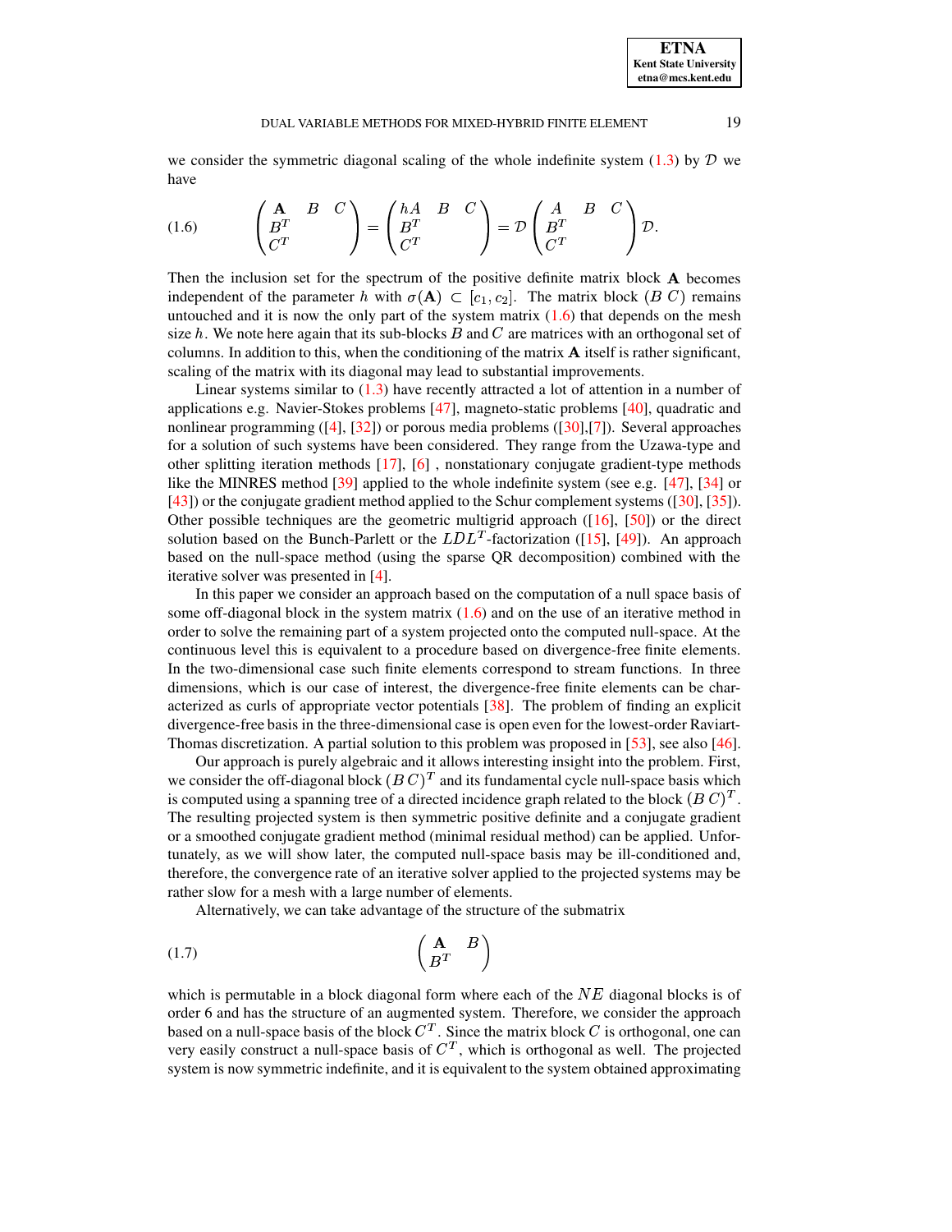we consider the symmetric diagonal scaling of the whole indefinite system (1.3) by $\mathcal{D}$ we have

$$
\begin{pmatrix} \mathbf{A} & B & C \\ B^T & & \\ C^T & & \end{pmatrix} = \begin{pmatrix} hA & B & C \\ B^T & & \\ C^T & & \end{pmatrix} = \mathcal{D} \begin{pmatrix} A & B & C \\ B^T & & \\ C^T & & \end{pmatrix} \mathcal{D}. \tag{1.6}
$$

Then the inclusion set for the spectrum of the positive definite matrix block $\mathbf{A}$ becomes independent of the parameter $h$ with $\sigma(\mathbf{A}) \subset [c_1, c_2]$. The matrix block $(B\ C)$ remains untouched and it is now the only part of the system matrix (1.6) that depends on the mesh size $h$. We note here again that its sub-blocks $B$ and $C$ are matrices with an orthogonal set of columns. In addition to this, when the conditioning of the matrix $\mathbf{A}$ itself is rather significant, scaling of the matrix with its diagonal may lead to substantial improvements.

Linear systems similar to (1.3) have recently attracted a lot of attention in a number of applications e.g. Navier-Stokes problems [47], magneto-static problems [40], quadratic and nonlinear programming ([4], [32]) or porous media problems ([30],[7]). Several approaches for a solution of such systems have been considered. They range from the Uzawa-type and other splitting iteration methods [17], [6] , nonstationary conjugate gradient-type methods like the MINRES method [39] applied to the whole indefinite system (see e.g. [47], [34] or [43]) or the conjugate gradient method applied to the Schur complement systems ([30], [35]). Other possible techniques are the geometric multigrid approach ([16], [50]) or the direct solution based on the Bunch-Parlett or the $LDL^T$-factorization ([15], [49]). An approach based on the null-space method (using the sparse QR decomposition) combined with the iterative solver was presented in [4].

In this paper we consider an approach based on the computation of a null space basis of some off-diagonal block in the system matrix (1.6) and on the use of an iterative method in order to solve the remaining part of a system projected onto the computed null-space. At the continuous level this is equivalent to a procedure based on divergence-free finite elements. In the two-dimensional case such finite elements correspond to stream functions. In three dimensions, which is our case of interest, the divergence-free finite elements can be characterized as curls of appropriate vector potentials [38]. The problem of finding an explicit divergence-free basis in the three-dimensional case is open even for the lowest-order Raviart-Thomas discretization. A partial solution to this problem was proposed in [53], see also [46].

Our approach is purely algebraic and it allows interesting insight into the problem. First, we consider the off-diagonal block $(B\,C)^T$ and its fundamental cycle null-space basis which is computed using a spanning tree of a directed incidence graph related to the block $(B\,C)^T$. The resulting projected system is then symmetric positive definite and a conjugate gradient or a smoothed conjugate gradient method (minimal residual method) can be applied. Unfortunately, as we will show later, the computed null-space basis may be ill-conditioned and, therefore, the convergence rate of an iterative solver applied to the projected systems may be rather slow for a mesh with a large number of elements.

Alternatively, we can take advantage of the structure of the submatrix

$$
\begin{pmatrix} \mathbf{A} & B \\ B^T & \end{pmatrix} \tag{1.7}
$$

which is permutable in a block diagonal form where each of the $NE$ diagonal blocks is of order 6 and has the structure of an augmented system. Therefore, we consider the approach based on a null-space basis of the block $C^T$. Since the matrix block $C$ is orthogonal, one can very easily construct a null-space basis of $C^T$, which is orthogonal as well. The projected system is now symmetric indefinite, and it is equivalent to the system obtained approximating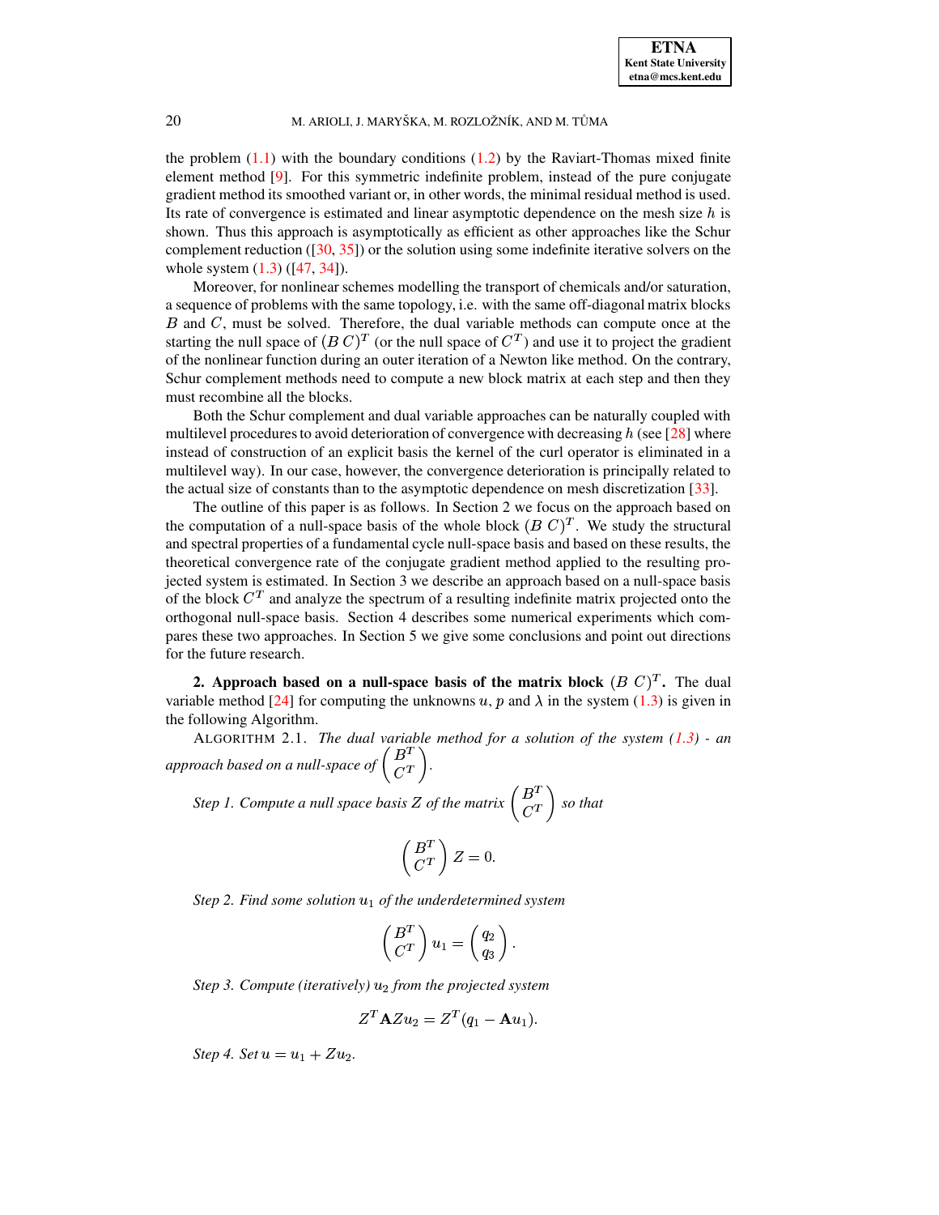the problem (1.1) with the boundary conditions (1.2) by the Raviart-Thomas mixed finite element method [9]. For this symmetric indefinite problem, instead of the pure conjugate gradient method its smoothed variant or, in other words, the minimal residual method is used. Its rate of convergence is estimated and linear asymptotic dependence on the mesh size $h$ is shown. Thus this approach is asymptotically as efficient as other approaches like the Schur complement reduction ([30, 35]) or the solution using some indefinite iterative solvers on the whole system (1.3) ([47, 34]).

Moreover, for nonlinear schemes modelling the transport of chemicals and/or saturation, a sequence of problems with the same topology, i.e. with the same off-diagonal matrix blocks $B$ and $C$, must be solved. Therefore, the dual variable methods can compute once at the starting the null space of $(B\ C)^T$ (or the null space of $C^T$) and use it to project the gradient of the nonlinear function during an outer iteration of a Newton like method. On the contrary, Schur complement methods need to compute a new block matrix at each step and then they must recombine all the blocks.

Both the Schur complement and dual variable approaches can be naturally coupled with multilevel procedures to avoid deterioration of convergence with decreasing $h$ (see [28] where instead of construction of an explicit basis the kernel of the curl operator is eliminated in a multilevel way). In our case, however, the convergence deterioration is principally related to the actual size of constants than to the asymptotic dependence on mesh discretization [33].

The outline of this paper is as follows. In Section 2 we focus on the approach based on the computation of a null-space basis of the whole block $(B\ C)^T$. We study the structural and spectral properties of a fundamental cycle null-space basis and based on these results, the theoretical convergence rate of the conjugate gradient method applied to the resulting projected system is estimated. In Section 3 we describe an approach based on a null-space basis of the block $C^T$ and analyze the spectrum of a resulting indefinite matrix projected onto the orthogonal null-space basis. Section 4 describes some numerical experiments which compares these two approaches. In Section 5 we give some conclusions and point out directions for the future research.

## 2. Approach based on a null-space basis of the matrix block $(B\ C)^T$.

The dual variable method [24] for computing the unknowns $u$, $p$ and $\lambda$ in the system (1.3) is given in the following Algorithm.

ALGORITHM 2.1. *The dual variable method for a solution of the system (1.3) - an approach based on a null-space of* $\begin{pmatrix} B^T \\ C^T \end{pmatrix}$.

*Step 1. Compute a null space basis $Z$ of the matrix* $\begin{pmatrix} B^T \\ C^T \end{pmatrix}$ *so that*

$$\begin{pmatrix} B^T \\ C^T \end{pmatrix} Z = 0.$$

*Step 2. Find some solution $u_1$ of the underdetermined system*

$$\begin{pmatrix} B^T \\ C^T \end{pmatrix} u_1 = \begin{pmatrix} q_2 \\ q_3 \end{pmatrix}.$$

*Step 3. Compute (iteratively) $u_2$ from the projected system*

$$Z^T \mathbf{A} Z u_2 = Z^T (q_1 - \mathbf{A} u_1).$$

*Step 4. Set $u = u_1 + Z u_2$.*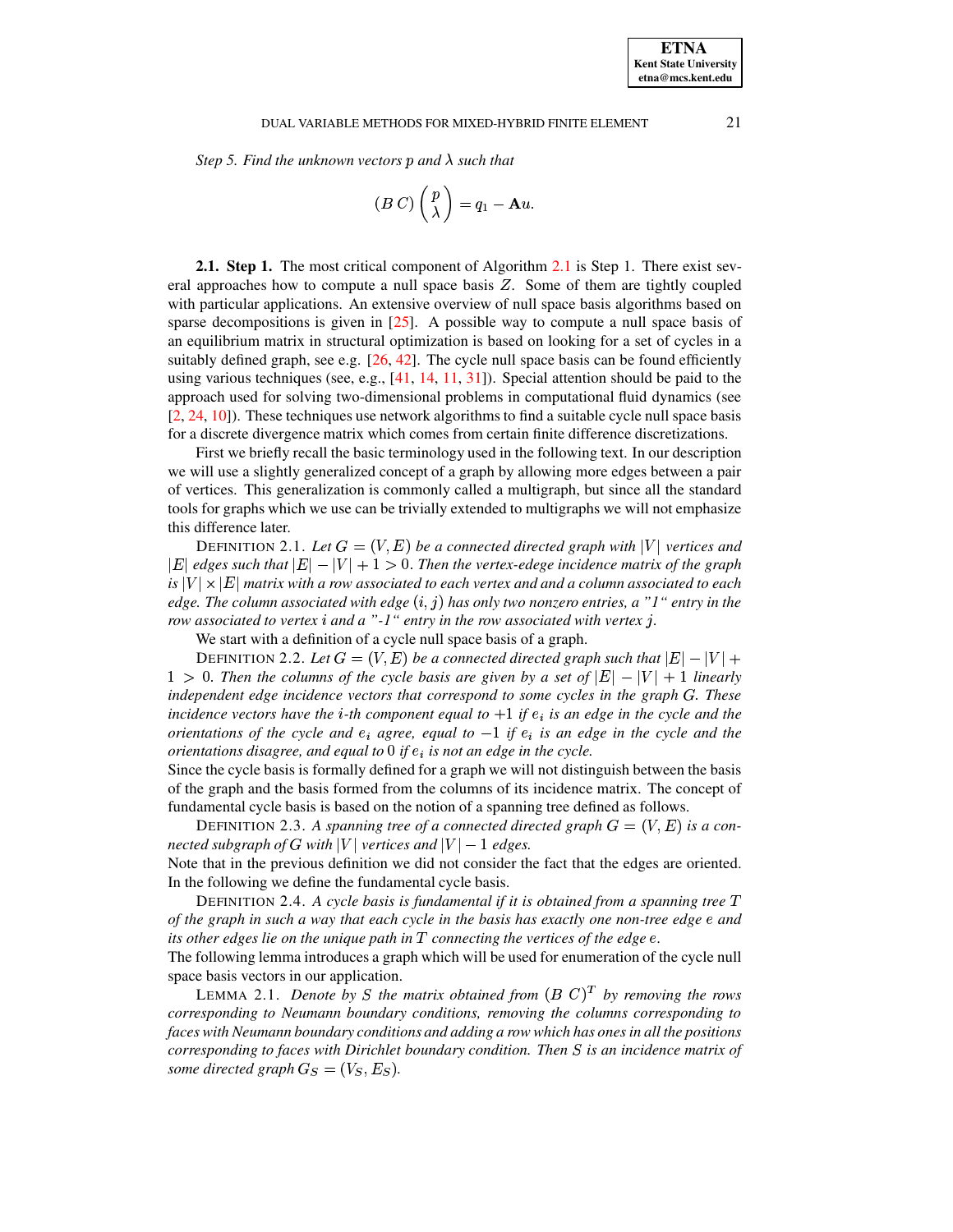*Step 5. Find the unknown vectors $p$ and $\lambda$ such that*

$$(B\,C)\begin{pmatrix} p \\ \lambda \end{pmatrix} = q_1 - \mathbf{A}u.$$

**2.1. Step 1.** The most critical component of Algorithm 2.1 is Step 1. There exist several approaches how to compute a null space basis $Z$. Some of them are tightly coupled with particular applications. An extensive overview of null space basis algorithms based on sparse decompositions is given in [25]. A possible way to compute a null space basis of an equilibrium matrix in structural optimization is based on looking for a set of cycles in a suitably defined graph, see e.g. [26, 42]. The cycle null space basis can be found efficiently using various techniques (see, e.g., [41, 14, 11, 31]). Special attention should be paid to the approach used for solving two-dimensional problems in computational fluid dynamics (see [2, 24, 10]). These techniques use network algorithms to find a suitable cycle null space basis for a discrete divergence matrix which comes from certain finite difference discretizations.

First we briefly recall the basic terminology used in the following text. In our description we will use a slightly generalized concept of a graph by allowing more edges between a pair of vertices. This generalization is commonly called a multigraph, but since all the standard tools for graphs which we use can be trivially extended to multigraphs we will not emphasize this difference later.

DEFINITION 2.1. *Let $G = (V, E)$ be a connected directed graph with $|V|$ vertices and $|E|$ edges such that $|E| - |V| + 1 > 0$. Then the vertex-edege incidence matrix of the graph is $|V| \times |E|$ matrix with a row associated to each vertex and and a column associated to each edge. The column associated with edge $(i, j)$ has only two nonzero entries, a "1" entry in the row associated to vertex $i$ and a "-1" entry in the row associated with vertex $j$.*

We start with a definition of a cycle null space basis of a graph.

DEFINITION 2.2. *Let $G = (V, E)$ be a connected directed graph such that $|E| - |V| + 1 > 0$. Then the columns of the cycle basis are given by a set of $|E| - |V| + 1$ linearly independent edge incidence vectors that correspond to some cycles in the graph $G$. These incidence vectors have the $i$-th component equal to $+1$ if $e_i$ is an edge in the cycle and the orientations of the cycle and $e_i$ agree, equal to $-1$ if $e_i$ is an edge in the cycle and the orientations disagree, and equal to $0$ if $e_i$ is not an edge in the cycle.*

Since the cycle basis is formally defined for a graph we will not distinguish between the basis of the graph and the basis formed from the columns of its incidence matrix. The concept of fundamental cycle basis is based on the notion of a spanning tree defined as follows.

DEFINITION 2.3. *A spanning tree of a connected directed graph $G = (V, E)$ is a connected subgraph of $G$ with $|V|$ vertices and $|V| - 1$ edges.*

Note that in the previous definition we did not consider the fact that the edges are oriented. In the following we define the fundamental cycle basis.

DEFINITION 2.4. *A cycle basis is fundamental if it is obtained from a spanning tree $T$ of the graph in such a way that each cycle in the basis has exactly one non-tree edge $e$ and its other edges lie on the unique path in $T$ connecting the vertices of the edge $e$.*

The following lemma introduces a graph which will be used for enumeration of the cycle null space basis vectors in our application.

LEMMA 2.1. *Denote by $S$ the matrix obtained from $(B\;C)^T$ by removing the rows corresponding to Neumann boundary conditions, removing the columns corresponding to faces with Neumann boundary conditions and adding a row which has ones in all the positions corresponding to faces with Dirichlet boundary condition. Then $S$ is an incidence matrix of some directed graph $G_S = (V_S, E_S)$.*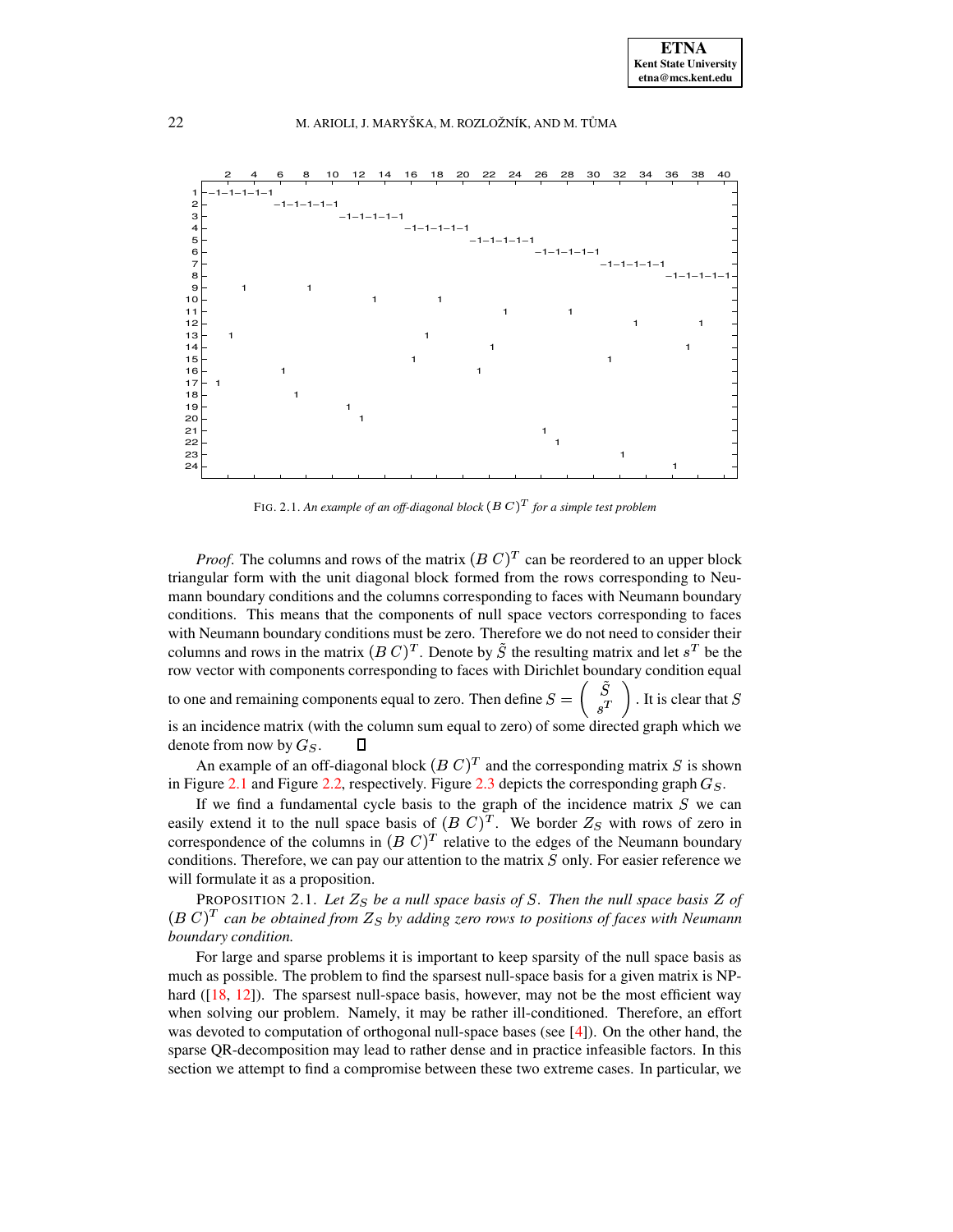FIG. 2.1. *An example of an off-diagonal block $(B\ C)^T$ for a simple test problem*

*Proof.* The columns and rows of the matrix $(B\ C)^T$ can be reordered to an upper block triangular form with the unit diagonal block formed from the rows corresponding to Neumann boundary conditions and the columns corresponding to faces with Neumann boundary conditions. This means that the components of null space vectors corresponding to faces with Neumann boundary conditions must be zero. Therefore we do not need to consider their columns and rows in the matrix $(B\ C)^T$. Denote by $\tilde{S}$ the resulting matrix and let $s^T$ be the row vector with components corresponding to faces with Dirichlet boundary condition equal to one and remaining components equal to zero. Then define $S = \begin{pmatrix} \tilde{S} \\ s^T \end{pmatrix}$. It is clear that $S$ is an incidence matrix (with the column sum equal to zero) of some directed graph which we denote from now by $G_S$. ∎

An example of an off-diagonal block $(B\ C)^T$ and the corresponding matrix $S$ is shown in Figure 2.1 and Figure 2.2, respectively. Figure 2.3 depicts the corresponding graph $G_S$.

If we find a fundamental cycle basis to the graph of the incidence matrix $S$ we can easily extend it to the null space basis of $(B\ C)^T$. We border $Z_S$ with rows of zero in correspondence of the columns in $(B\ C)^T$ relative to the edges of the Neumann boundary conditions. Therefore, we can pay our attention to the matrix $S$ only. For easier reference we will formulate it as a proposition.

PROPOSITION 2.1. *Let $Z_S$ be a null space basis of $S$. Then the null space basis $Z$ of $(B\ C)^T$ can be obtained from $Z_S$ by adding zero rows to positions of faces with Neumann boundary condition.*

For large and sparse problems it is important to keep sparsity of the null space basis as much as possible. The problem to find the sparsest null-space basis for a given matrix is NP-hard ([18, 12]). The sparsest null-space basis, however, may not be the most efficient way when solving our problem. Namely, it may be rather ill-conditioned. Therefore, an effort was devoted to computation of orthogonal null-space bases (see [4]). On the other hand, the sparse QR-decomposition may lead to rather dense and in practice infeasible factors. In this section we attempt to find a compromise between these two extreme cases. In particular, we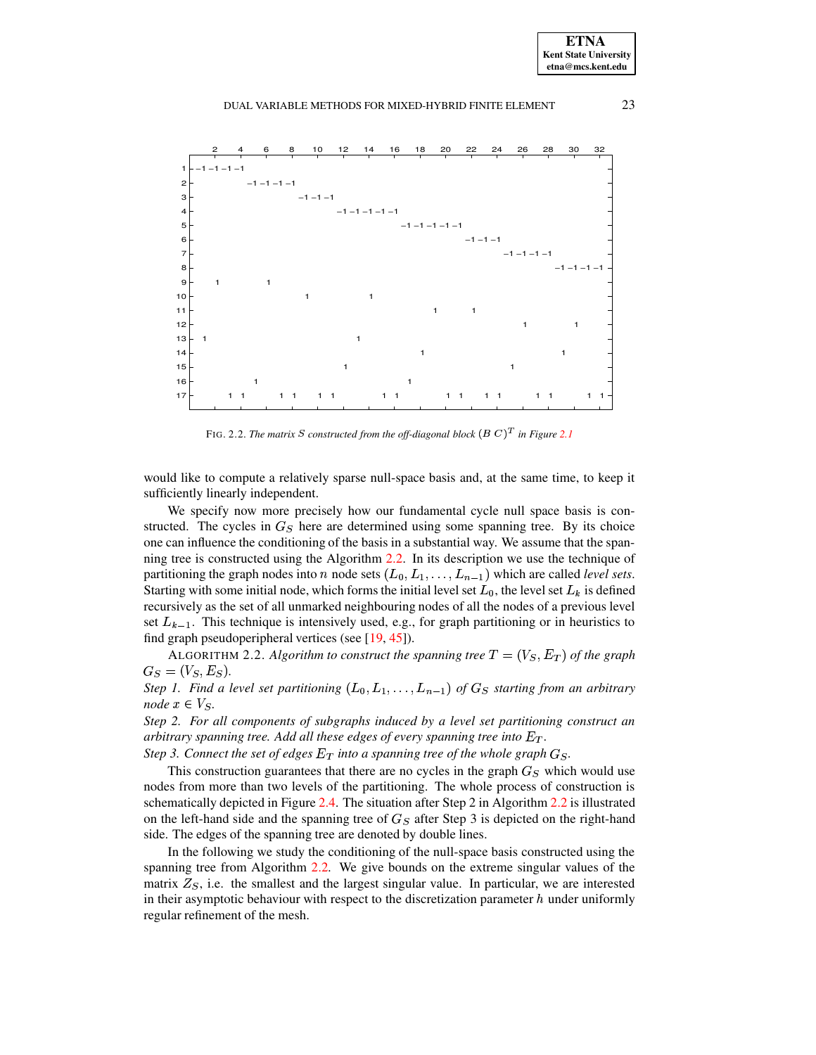FIG. 2.2. *The matrix $S$ constructed from the off-diagonal block $(B\ C)^T$ in Figure 2.1*

would like to compute a relatively sparse null-space basis and, at the same time, to keep it sufficiently linearly independent.

We specify now more precisely how our fundamental cycle null space basis is constructed. The cycles in $G_S$ here are determined using some spanning tree. By its choice one can influence the conditioning of the basis in a substantial way. We assume that the spanning tree is constructed using the Algorithm 2.2. In its description we use the technique of partitioning the graph nodes into $n$ node sets $(L_0, L_1, \ldots, L_{n-1})$ which are called *level sets*. Starting with some initial node, which forms the initial level set $L_0$, the level set $L_k$ is defined recursively as the set of all unmarked neighbouring nodes of all the nodes of a previous level set $L_{k-1}$. This technique is intensively used, e.g., for graph partitioning or in heuristics to find graph pseudoperipheral vertices (see [19, 45]).

ALGORITHM 2.2. *Algorithm to construct the spanning tree $T = (V_S, E_T)$ of the graph $G_S = (V_S, E_S)$.*
*Step 1. Find a level set partitioning $(L_0, L_1, \ldots, L_{n-1})$ of $G_S$ starting from an arbitrary node $x \in V_S$.*
*Step 2. For all components of subgraphs induced by a level set partitioning construct an arbitrary spanning tree. Add all these edges of every spanning tree into $E_T$.*
*Step 3. Connect the set of edges $E_T$ into a spanning tree of the whole graph $G_S$.*

This construction guarantees that there are no cycles in the graph $G_S$ which would use nodes from more than two levels of the partitioning. The whole process of construction is schematically depicted in Figure 2.4. The situation after Step 2 in Algorithm 2.2 is illustrated on the left-hand side and the spanning tree of $G_S$ after Step 3 is depicted on the right-hand side. The edges of the spanning tree are denoted by double lines.

In the following we study the conditioning of the null-space basis constructed using the spanning tree from Algorithm 2.2. We give bounds on the extreme singular values of the matrix $Z_S$, i.e. the smallest and the largest singular value. In particular, we are interested in their asymptotic behaviour with respect to the discretization parameter $h$ under uniformly regular refinement of the mesh.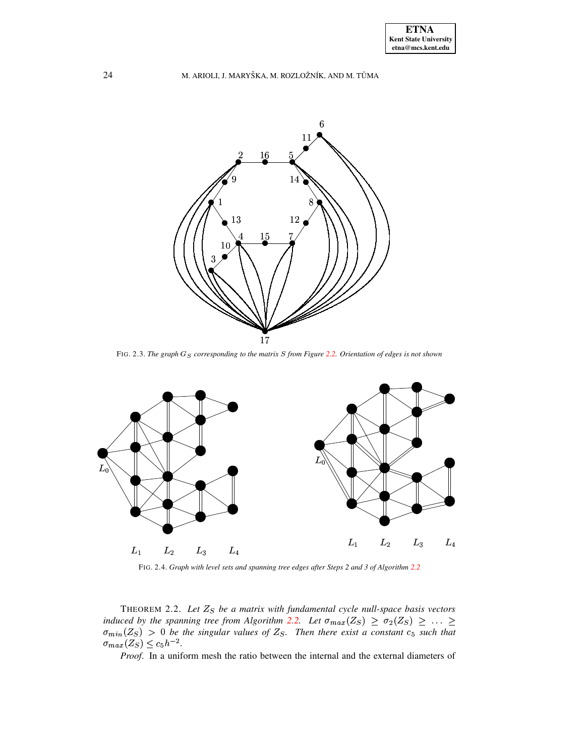FIG. 2.3. *The graph $G_S$ corresponding to the matrix $S$ from Figure 2.2. Orientation of edges is not shown*

FIG. 2.4. *Graph with level sets and spanning tree edges after Steps 2 and 3 of Algorithm 2.2*

THEOREM 2.2. *Let $Z_S$ be a matrix with fundamental cycle null-space basis vectors induced by the spanning tree from Algorithm 2.2. Let $\sigma_{max}(Z_S) \geq \sigma_2(Z_S) \geq \ldots \geq \sigma_{min}(Z_S) > 0$ be the singular values of $Z_S$. Then there exist a constant $c_5$ such that $\sigma_{max}(Z_S) \leq c_5 h^{-2}$.*

*Proof*. In a uniform mesh the ratio between the internal and the external diameters of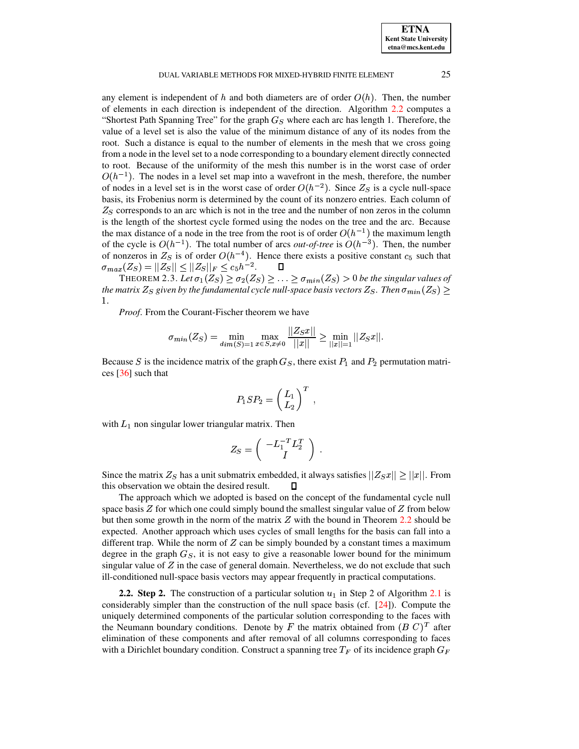any element is independent of $h$ and both diameters are of order $O(h)$. Then, the number of elements in each direction is independent of the direction. Algorithm 2.2 computes a "Shortest Path Spanning Tree" for the graph $G_S$ where each arc has length 1. Therefore, the value of a level set is also the value of the minimum distance of any of its nodes from the root. Such a distance is equal to the number of elements in the mesh that we cross going from a node in the level set to a node corresponding to a boundary element directly connected to root. Because of the uniformity of the mesh this number is in the worst case of order $O(h^{-1})$. The nodes in a level set map into a wavefront in the mesh, therefore, the number of nodes in a level set is in the worst case of order $O(h^{-2})$. Since $Z_S$ is a cycle null-space basis, its Frobenius norm is determined by the count of its nonzero entries. Each column of $Z_S$ corresponds to an arc which is not in the tree and the number of non zeros in the column is the length of the shortest cycle formed using the nodes on the tree and the arc. Because the max distance of a node in the tree from the root is of order $O(h^{-1})$ the maximum length of the cycle is $O(h^{-1})$. The total number of arcs *out-of-tree* is $O(h^{-3})$. Then, the number of nonzeros in $Z_S$ is of order $O(h^{-4})$. Hence there exists a positive constant $c_5$ such that $\sigma_{max}(Z_S) = ||Z_S|| \leq ||Z_S||_F \leq c_5 h^{-2}$. ◻

THEOREM 2.3. *Let $\sigma_1(Z_S) \geq \sigma_2(Z_S) \geq \ldots \geq \sigma_{min}(Z_S) > 0$ be the singular values of the matrix $Z_S$ given by the fundamental cycle null-space basis vectors $Z_S$. Then $\sigma_{min}(Z_S) \geq 1$.*

*Proof*. From the Courant-Fischer theorem we have

$$\sigma_{min}(Z_S) = \min_{dim(S)=1} \max_{x \in S, x \neq 0} \frac{||Z_S x||}{||x||} \geq \min_{||x||=1} ||Z_S x||.$$

Because $S$ is the incidence matrix of the graph $G_S$, there exist $P_1$ and $P_2$ permutation matrices [36] such that

$$P_1 S P_2 = \begin{pmatrix} L_1 \\ L_2 \end{pmatrix}^T ,$$

with $L_1$ non singular lower triangular matrix. Then

$$Z_S = \begin{pmatrix} -L_1^{-T} L_2^T \\ I \end{pmatrix} .$$

Since the matrix $Z_S$ has a unit submatrix embedded, it always satisfies $||Z_S x|| \geq ||x||$. From this observation we obtain the desired result. ◻

The approach which we adopted is based on the concept of the fundamental cycle null space basis $Z$ for which one could simply bound the smallest singular value of $Z$ from below but then some growth in the norm of the matrix $Z$ with the bound in Theorem 2.2 should be expected. Another approach which uses cycles of small lengths for the basis can fall into a different trap. While the norm of $Z$ can be simply bounded by a constant times a maximum degree in the graph $G_S$, it is not easy to give a reasonable lower bound for the minimum singular value of $Z$ in the case of general domain. Nevertheless, we do not exclude that such ill-conditioned null-space basis vectors may appear frequently in practical computations.

**2.2. Step 2.** The construction of a particular solution $u_1$ in Step 2 of Algorithm 2.1 is considerably simpler than the construction of the null space basis (cf. [24]). Compute the uniquely determined components of the particular solution corresponding to the faces with the Neumann boundary conditions. Denote by $F$ the matrix obtained from $(B\ C)^T$ after elimination of these components and after removal of all columns corresponding to faces with a Dirichlet boundary condition. Construct a spanning tree $T_F$ of its incidence graph $G_F$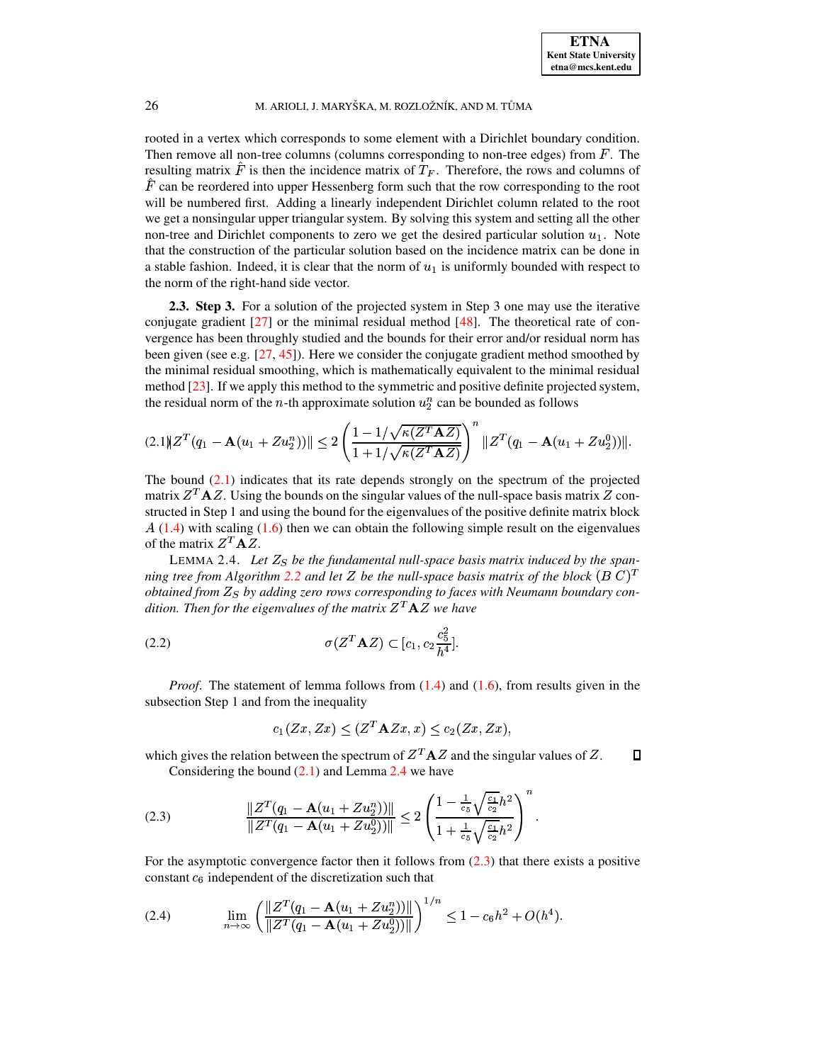rooted in a vertex which corresponds to some element with a Dirichlet boundary condition. Then remove all non-tree columns (columns corresponding to non-tree edges) from $F$. The resulting matrix $\hat{F}$ is then the incidence matrix of $T_F$. Therefore, the rows and columns of $\hat{F}$ can be reordered into upper Hessenberg form such that the row corresponding to the root will be numbered first. Adding a linearly independent Dirichlet column related to the root we get a nonsingular upper triangular system. By solving this system and setting all the other non-tree and Dirichlet components to zero we get the desired particular solution $u_1$. Note that the construction of the particular solution based on the incidence matrix can be done in a stable fashion. Indeed, it is clear that the norm of $u_1$ is uniformly bounded with respect to the norm of the right-hand side vector.

**2.3. Step 3.** For a solution of the projected system in Step 3 one may use the iterative conjugate gradient [27] or the minimal residual method [48]. The theoretical rate of convergence has been throughly studied and the bounds for their error and/or residual norm has been given (see e.g. [27, 45]). Here we consider the conjugate gradient method smoothed by the minimal residual smoothing, which is mathematically equivalent to the minimal residual method [23]. If we apply this method to the symmetric and positive definite projected system, the residual norm of the $n$-th approximate solution $u_2^n$ can be bounded as follows

$$\|Z^T(q_1 - \mathbf{A}(u_1 + Zu_2^n))\| \leq 2\left(\frac{1 - 1/\sqrt{\kappa(Z^T\mathbf{A}Z)}}{1 + 1/\sqrt{\kappa(Z^T\mathbf{A}Z)}}\right)^n \|Z^T(q_1 - \mathbf{A}(u_1 + Zu_2^0))\|. \tag{2.1}$$

The bound (2.1) indicates that its rate depends strongly on the spectrum of the projected matrix $Z^T\mathbf{A}Z$. Using the bounds on the singular values of the null-space basis matrix $Z$ constructed in Step 1 and using the bound for the eigenvalues of the positive definite matrix block $A$ (1.4) with scaling (1.6) then we can obtain the following simple result on the eigenvalues of the matrix $Z^T\mathbf{A}Z$.

LEMMA 2.4. *Let $Z_S$ be the fundamental null-space basis matrix induced by the spanning tree from Algorithm 2.2 and let $Z$ be the null-space basis matrix of the block $(B\ C)^T$ obtained from $Z_S$ by adding zero rows corresponding to faces with Neumann boundary condition. Then for the eigenvalues of the matrix $Z^T\mathbf{A}Z$ we have*

$$\sigma(Z^T\mathbf{A}Z) \subset [c_1, c_2\frac{c_5^2}{h^4}]. \tag{2.2}$$

*Proof*. The statement of lemma follows from (1.4) and (1.6), from results given in the subsection Step 1 and from the inequality

$$c_1(Zx, Zx) \leq (Z^T\mathbf{A}Zx, x) \leq c_2(Zx, Zx),$$

which gives the relation between the spectrum of $Z^T\mathbf{A}Z$ and the singular values of $Z$. ∎

Considering the bound (2.1) and Lemma 2.4 we have

$$\frac{\|Z^T(q_1 - \mathbf{A}(u_1 + Zu_2^n))\|}{\|Z^T(q_1 - \mathbf{A}(u_1 + Zu_2^0))\|} \leq 2\left(\frac{1 - \frac{1}{c_5}\sqrt{\frac{c_1}{c_2}}h^2}{1 + \frac{1}{c_5}\sqrt{\frac{c_1}{c_2}}h^2}\right)^n. \tag{2.3}$$

For the asymptotic convergence factor then it follows from (2.3) that there exists a positive constant $c_6$ independent of the discretization such that

$$\lim_{n\to\infty}\left(\frac{\|Z^T(q_1 - \mathbf{A}(u_1 + Zu_2^n))\|}{\|Z^T(q_1 - \mathbf{A}(u_1 + Zu_2^0))\|}\right)^{1/n} \leq 1 - c_6h^2 + O(h^4). \tag{2.4}$$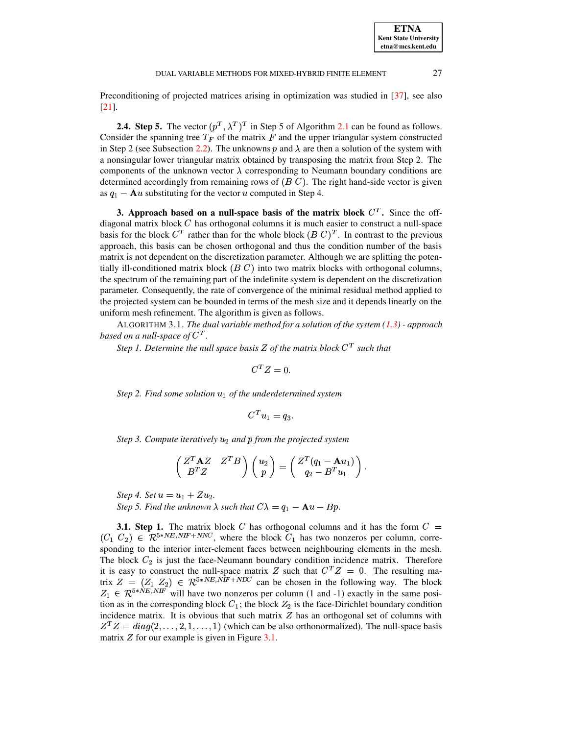Preconditioning of projected matrices arising in optimization was studied in [37], see also [21].

**2.4. Step 5.** The vector $(p^T, \lambda^T)^T$ in Step 5 of Algorithm 2.1 can be found as follows. Consider the spanning tree $T_F$ of the matrix $F$ and the upper triangular system constructed in Step 2 (see Subsection 2.2). The unknowns $p$ and $\lambda$ are then a solution of the system with a nonsingular lower triangular matrix obtained by transposing the matrix from Step 2. The components of the unknown vector $\lambda$ corresponding to Neumann boundary conditions are determined accordingly from remaining rows of $(B\ C)$. The right hand-side vector is given as $q_1 - \mathbf{A}u$ substituting for the vector $u$ computed in Step 4.

## 3. Approach based on a null-space basis of the matrix block $C^T$.

Since the off-diagonal matrix block $C$ has orthogonal columns it is much easier to construct a null-space basis for the block $C^T$ rather than for the whole block $(B\ C)^T$. In contrast to the previous approach, this basis can be chosen orthogonal and thus the condition number of the basis matrix is not dependent on the discretization parameter. Although we are splitting the potentially ill-conditioned matrix block $(B\ C)$ into two matrix blocks with orthogonal columns, the spectrum of the remaining part of the indefinite system is dependent on the discretization parameter. Consequently, the rate of convergence of the minimal residual method applied to the projected system can be bounded in terms of the mesh size and it depends linearly on the uniform mesh refinement. The algorithm is given as follows.

ALGORITHM 3.1. *The dual variable method for a solution of the system (1.3) - approach based on a null-space of $C^T$.*

*Step 1. Determine the null space basis $Z$ of the matrix block $C^T$ such that*

$$C^T Z = 0.$$

*Step 2. Find some solution $u_1$ of the underdetermined system*

$$C^T u_1 = q_3.$$

*Step 3. Compute iteratively $u_2$ and $p$ from the projected system*

$$\begin{pmatrix} Z^T \mathbf{A} Z & Z^T B \\ B^T Z & \end{pmatrix} \begin{pmatrix} u_2 \\ p \end{pmatrix} = \begin{pmatrix} Z^T(q_1 - \mathbf{A}u_1) \\ q_2 - B^T u_1 \end{pmatrix}.$$

*Step 4. Set $u = u_1 + Z u_2$.*

*Step 5. Find the unknown $\lambda$ such that $C\lambda = q_1 - \mathbf{A}u - Bp$.*

**3.1. Step 1.** The matrix block $C$ has orthogonal columns and it has the form $C = (C_1\ C_2) \in \mathcal{R}^{5*NE, NIF+NNC}$, where the block $C_1$ has two nonzeros per column, corresponding to the interior inter-element faces between neighbouring elements in the mesh. The block $C_2$ is just the face-Neumann boundary condition incidence matrix. Therefore it is easy to construct the null-space matrix $Z$ such that $C^T Z = 0$. The resulting matrix $Z = (Z_1\ Z_2) \in \mathcal{R}^{5*NE, NIF+NDC}$ can be chosen in the following way. The block $Z_1 \in \mathcal{R}^{5*NE, NIF}$ will have two nonzeros per column (1 and -1) exactly in the same position as in the corresponding block $C_1$; the block $Z_2$ is the face-Dirichlet boundary condition incidence matrix. It is obvious that such matrix $Z$ has an orthogonal set of columns with $Z^T Z = diag(2, \ldots, 2, 1, \ldots, 1)$ (which can be also orthonormalized). The null-space basis matrix $Z$ for our example is given in Figure 3.1.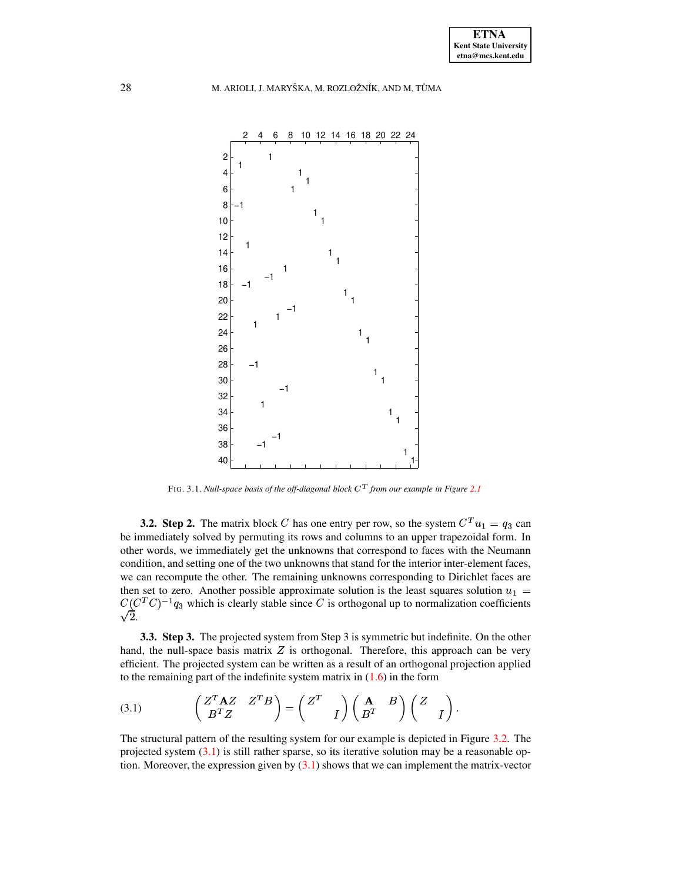FIG. 3.1. *Null-space basis of the off-diagonal block $C^T$ from our example in Figure 2.1*

**3.2. Step 2.** The matrix block $C$ has one entry per row, so the system $C^T u_1 = q_3$ can be immediately solved by permuting its rows and columns to an upper trapezoidal form. In other words, we immediately get the unknowns that correspond to faces with the Neumann condition, and setting one of the two unknowns that stand for the interior inter-element faces, we can recompute the other. The remaining unknowns corresponding to Dirichlet faces are then set to zero. Another possible approximate solution is the least squares solution $u_1 = C(C^T C)^{-1} q_3$ which is clearly stable since $C$ is orthogonal up to normalization coefficients $\sqrt{2}$.

**3.3. Step 3.** The projected system from Step 3 is symmetric but indefinite. On the other hand, the null-space basis matrix $Z$ is orthogonal. Therefore, this approach can be very efficient. The projected system can be written as a result of an orthogonal projection applied to the remaining part of the indefinite system matrix in (1.6) in the form

$$
\begin{pmatrix} Z^T \mathbf{A} Z & Z^T B \\ B^T Z & \end{pmatrix} = \begin{pmatrix} Z^T & \\ & I \end{pmatrix} \begin{pmatrix} \mathbf{A} & B \\ B^T & \end{pmatrix} \begin{pmatrix} Z & \\ & I \end{pmatrix}. \tag{3.1}
$$

The structural pattern of the resulting system for our example is depicted in Figure 3.2. The projected system (3.1) is still rather sparse, so its iterative solution may be a reasonable option. Moreover, the expression given by (3.1) shows that we can implement the matrix-vector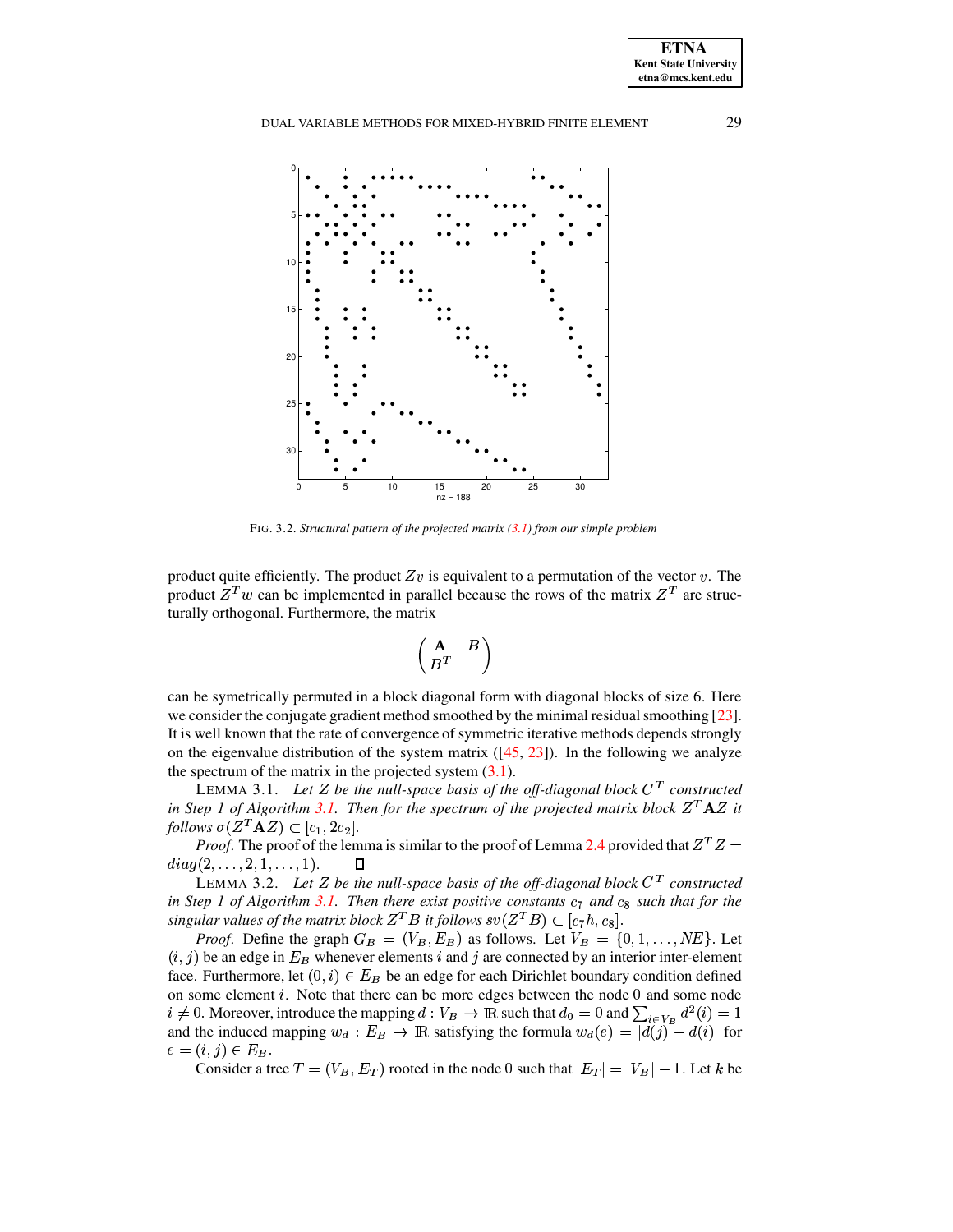FIG. 3.2. *Structural pattern of the projected matrix (3.1) from our simple problem*

product quite efficiently. The product $Zv$ is equivalent to a permutation of the vector $v$. The product $Z^T w$ can be implemented in parallel because the rows of the matrix $Z^T$ are structurally orthogonal. Furthermore, the matrix

$$\begin{pmatrix} \mathbf{A} & B \\ B^T & \end{pmatrix}$$

can be symetrically permuted in a block diagonal form with diagonal blocks of size 6. Here we consider the conjugate gradient method smoothed by the minimal residual smoothing [23]. It is well known that the rate of convergence of symmetric iterative methods depends strongly on the eigenvalue distribution of the system matrix ([45, 23]). In the following we analyze the spectrum of the matrix in the projected system (3.1).

LEMMA 3.1. *Let $Z$ be the null-space basis of the off-diagonal block $C^T$ constructed in Step 1 of Algorithm 3.1. Then for the spectrum of the projected matrix block $Z^T \mathbf{A} Z$ it follows $\sigma(Z^T \mathbf{A} Z) \subset [c_1, 2c_2]$.*

*Proof.* The proof of the lemma is similar to the proof of Lemma 2.4 provided that $Z^T Z = diag(2, \ldots, 2, 1, \ldots, 1)$. ◻

LEMMA 3.2. *Let $Z$ be the null-space basis of the off-diagonal block $C^T$ constructed in Step 1 of Algorithm 3.1. Then there exist positive constants $c_7$ and $c_8$ such that for the singular values of the matrix block $Z^T B$ it follows $sv(Z^T B) \subset [c_7 h, c_8]$.*

*Proof.* Define the graph $G_B = (V_B, E_B)$ as follows. Let $V_B = \{0, 1, \ldots, NE\}$. Let $(i, j)$ be an edge in $E_B$ whenever elements $i$ and $j$ are connected by an interior inter-element face. Furthermore, let $(0, i) \in E_B$ be an edge for each Dirichlet boundary condition defined on some element $i$. Note that there can be more edges between the node $0$ and some node $i \neq 0$. Moreover, introduce the mapping $d : V_B \rightarrow \mathbb{R}$ such that $d_0 = 0$ and $\sum_{i \in V_B} d^2(i) = 1$ and the induced mapping $w_d : E_B \rightarrow \mathbb{R}$ satisfying the formula $w_d(e) = |d(j) - d(i)|$ for $e = (i, j) \in E_B$.

Consider a tree $T = (V_B, E_T)$ rooted in the node $0$ such that $|E_T| = |V_B| - 1$. Let $k$ be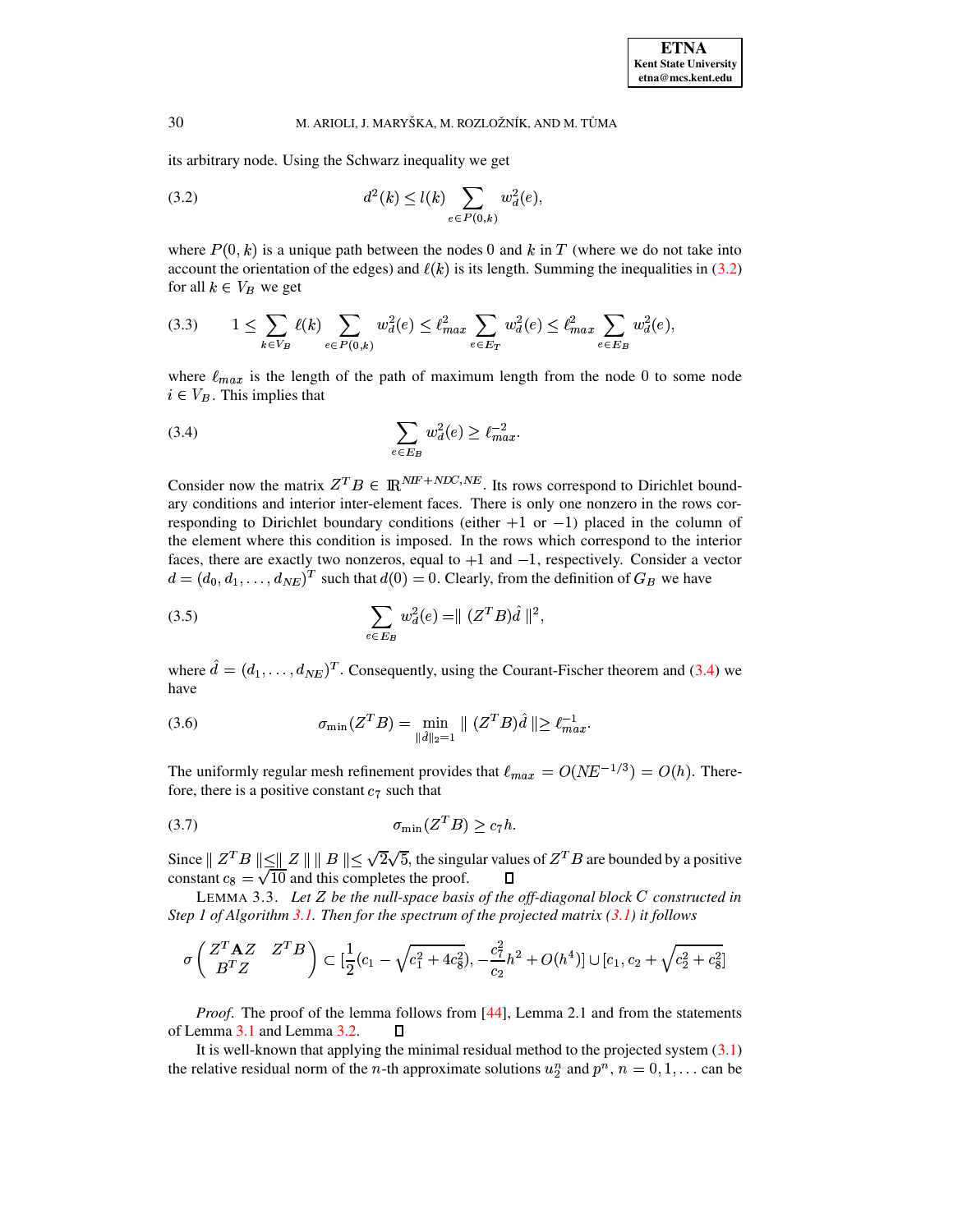its arbitrary node. Using the Schwarz inequality we get

$$d^2(k) \le l(k) \sum_{e \in P(0,k)} w_d^2(e), \tag{3.2}$$

where $P(0,k)$ is a unique path between the nodes 0 and $k$ in $T$ (where we do not take into account the orientation of the edges) and $\ell(k)$ is its length. Summing the inequalities in (3.2) for all $k \in V_B$ we get

$$1 \le \sum_{k \in V_B} \ell(k) \sum_{e \in P(0,k)} w_d^2(e) \le \ell_{max}^2 \sum_{e \in E_T} w_d^2(e) \le \ell_{max}^2 \sum_{e \in E_B} w_d^2(e), \tag{3.3}$$

where $\ell_{max}$ is the length of the path of maximum length from the node 0 to some node $i \in V_B$. This implies that

$$\sum_{e \in E_B} w_d^2(e) \ge \ell_{max}^{-2}. \tag{3.4}$$

Consider now the matrix $Z^T B \in \mathbb{R}^{NIF+NDC,NE}$. Its rows correspond to Dirichlet boundary conditions and interior inter-element faces. There is only one nonzero in the rows corresponding to Dirichlet boundary conditions (either $+1$ or $-1$) placed in the column of the element where this condition is imposed. In the rows which correspond to the interior faces, there are exactly two nonzeros, equal to $+1$ and $-1$, respectively. Consider a vector $d = (d_0, d_1, \ldots, d_{NE})^T$ such that $d(0) = 0$. Clearly, from the definition of $G_B$ we have

$$\sum_{e \in E_B} w_d^2(e) = \| (Z^T B)\hat{d} \|^2, \tag{3.5}$$

where $\hat{d} = (d_1, \ldots, d_{NE})^T$. Consequently, using the Courant-Fischer theorem and (3.4) we have

$$\sigma_{\min}(Z^T B) = \min_{\|\hat{d}\|_2 = 1} \| (Z^T B)\hat{d} \| \ge \ell_{max}^{-1}. \tag{3.6}$$

The uniformly regular mesh refinement provides that $\ell_{max} = O(NE^{-1/3}) = O(h)$. Therefore, there is a positive constant $c_7$ such that

$$\sigma_{\min}(Z^T B) \ge c_7 h. \tag{3.7}$$

Since $\| Z^T B \| \le \| Z \| \| B \| \le \sqrt{2}\sqrt{5}$, the singular values of $Z^T B$ are bounded by a positive constant $c_8 = \sqrt{10}$ and this completes the proof. □

LEMMA 3.3. *Let $Z$ be the null-space basis of the off-diagonal block $C$ constructed in Step 1 of Algorithm 3.1. Then for the spectrum of the projected matrix (3.1) it follows*

$$\sigma \begin{pmatrix} Z^T \mathbf{A} Z & Z^T B \\ B^T Z & \end{pmatrix} \subset [\frac{1}{2}(c_1 - \sqrt{c_1^2 + 4c_8^2}), -\frac{c_7^2}{c_2} h^2 + O(h^4)] \cup [c_1, c_2 + \sqrt{c_2^2 + c_8^2}]$$

*Proof*. The proof of the lemma follows from [44], Lemma 2.1 and from the statements of Lemma 3.1 and Lemma 3.2. □

It is well-known that applying the minimal residual method to the projected system (3.1) the relative residual norm of the $n$-th approximate solutions $u_2^n$ and $p^n$, $n = 0, 1, \ldots$ can be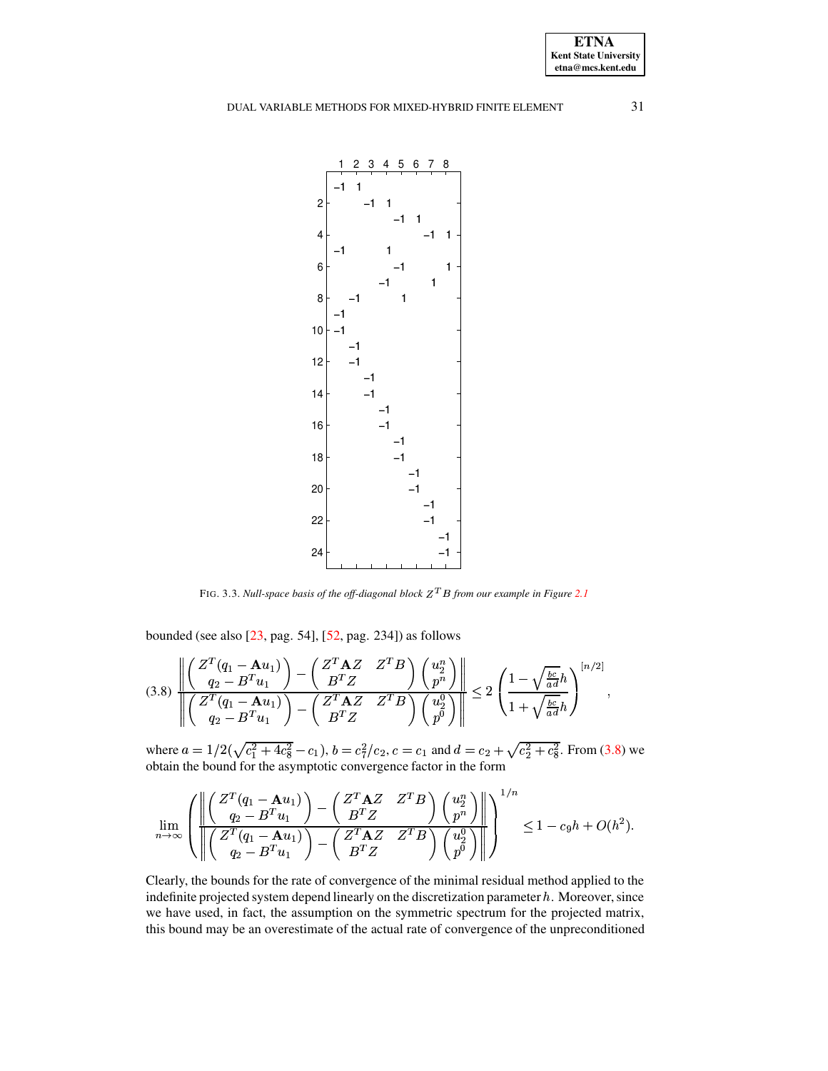FIG. 3.3. *Null-space basis of the off-diagonal block $Z^T B$ from our example in Figure 2.1*

bounded (see also [23, pag. 54], [52, pag. 234]) as follows

$$
(3.8)\quad \frac{\left\| \begin{pmatrix} Z^T(q_1 - \mathbf{A}u_1) \\ q_2 - B^T u_1 \end{pmatrix} - \begin{pmatrix} Z^T\mathbf{A}Z & Z^T B \\ B^T Z & \end{pmatrix} \begin{pmatrix} u_2^n \\ p^n \end{pmatrix} \right\|}{\left\| \begin{pmatrix} Z^T(q_1 - \mathbf{A}u_1) \\ q_2 - B^T u_1 \end{pmatrix} - \begin{pmatrix} Z^T\mathbf{A}Z & Z^T B \\ B^T Z & \end{pmatrix} \begin{pmatrix} u_2^0 \\ p^0 \end{pmatrix} \right\|} \leq 2 \left( \frac{1 - \sqrt{\frac{bc}{ad}}h}{1 + \sqrt{\frac{bc}{ad}}h} \right)^{[n/2]},
$$

where $a = 1/2(\sqrt{c_1^2 + 4c_8^2} - c_1)$, $b = c_7^2/c_2$, $c = c_1$ and $d = c_2 + \sqrt{c_2^2 + c_8^2}$. From (3.8) we obtain the bound for the asymptotic convergence factor in the form

$$
\lim_{n\to\infty} \left( \frac{\left\| \begin{pmatrix} Z^T(q_1 - \mathbf{A}u_1) \\ q_2 - B^T u_1 \end{pmatrix} - \begin{pmatrix} Z^T\mathbf{A}Z & Z^T B \\ B^T Z & \end{pmatrix} \begin{pmatrix} u_2^n \\ p^n \end{pmatrix} \right\|}{\left\| \begin{pmatrix} Z^T(q_1 - \mathbf{A}u_1) \\ q_2 - B^T u_1 \end{pmatrix} - \begin{pmatrix} Z^T\mathbf{A}Z & Z^T B \\ B^T Z & \end{pmatrix} \begin{pmatrix} u_2^0 \\ p^0 \end{pmatrix} \right\|} \right)^{1/n} \leq 1 - c_9 h + O(h^2).
$$

Clearly, the bounds for the rate of convergence of the minimal residual method applied to the indefinite projected system depend linearly on the discretization parameter $h$. Moreover, since we have used, in fact, the assumption on the symmetric spectrum for the projected matrix, this bound may be an overestimate of the actual rate of convergence of the unpreconditioned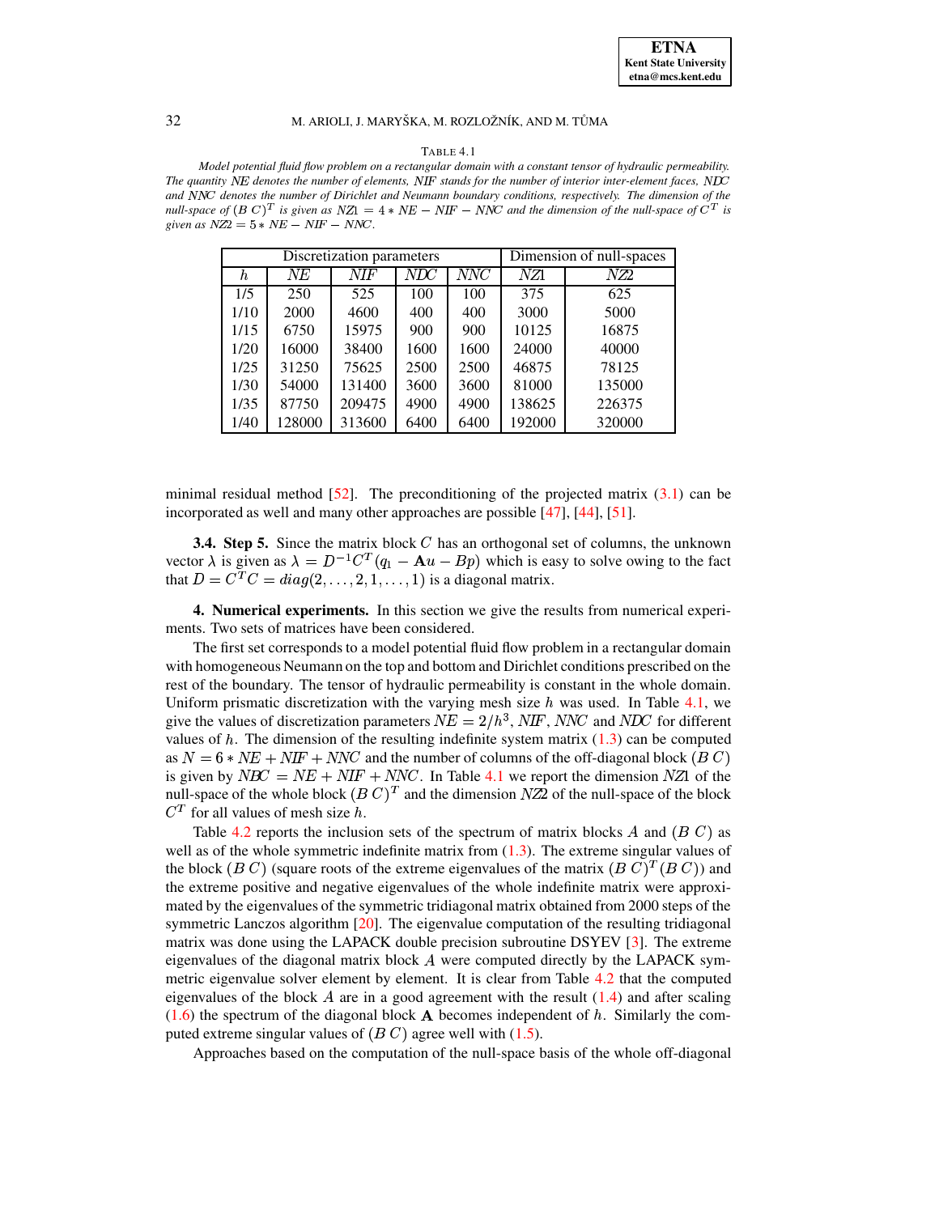TABLE 4.1

*Model potential fluid flow problem on a rectangular domain with a constant tensor of hydraulic permeability. The quantity $NE$ denotes the number of elements, $NIF$ stands for the number of interior inter-element faces, $NDC$ and $NNC$ denote the number of Dirichlet and Neumann boundary conditions, respectively. The dimension of the null-space of $(B\ C)^T$ is given as $NZ1 = 4 * NE - NIF - NNC$ and the dimension of the null-space of $C^T$ is given as $NZ2 = 5 * NE - NIF - NNC$.*

| Discretization parameters | | | | | Dimension of null-spaces | |
|---|---|---|---|---|---|---|
| $h$ | $NE$ | $NIF$ | $NDC$ | $NNC$ | $NZ1$ | $NZ2$ |
| 1/5 | 250 | 525 | 100 | 100 | 375 | 625 |
| 1/10 | 2000 | 4600 | 400 | 400 | 3000 | 5000 |
| 1/15 | 6750 | 15975 | 900 | 900 | 10125 | 16875 |
| 1/20 | 16000 | 38400 | 1600 | 1600 | 24000 | 40000 |
| 1/25 | 31250 | 75625 | 2500 | 2500 | 46875 | 78125 |
| 1/30 | 54000 | 131400 | 3600 | 3600 | 81000 | 135000 |
| 1/35 | 87750 | 209475 | 4900 | 4900 | 138625 | 226375 |
| 1/40 | 128000 | 313600 | 6400 | 6400 | 192000 | 320000 |

minimal residual method [52]. The preconditioning of the projected matrix (3.1) can be incorporated as well and many other approaches are possible [47], [44], [51].

**3.4. Step 5.** Since the matrix block $C$ has an orthogonal set of columns, the unknown vector $\lambda$ is given as $\lambda = D^{-1}C^T(q_1 - \mathbf{A}u - Bp)$ which is easy to solve owing to the fact that $D = C^TC = diag(2, \ldots, 2, 1, \ldots, 1)$ is a diagonal matrix.

**4. Numerical experiments.** In this section we give the results from numerical experiments. Two sets of matrices have been considered.

The first set corresponds to a model potential fluid flow problem in a rectangular domain with homogeneous Neumann on the top and bottom and Dirichlet conditions prescribed on the rest of the boundary. The tensor of hydraulic permeability is constant in the whole domain. Uniform prismatic discretization with the varying mesh size $h$ was used. In Table 4.1, we give the values of discretization parameters $NE = 2/h^3$, $NIF$, $NNC$ and $NDC$ for different values of $h$. The dimension of the resulting indefinite system matrix (1.3) can be computed as $N = 6 * NE + NIF + NNC$ and the number of columns of the off-diagonal block $(B\ C)$ is given by $NBC = NE + NIF + NNC$. In Table 4.1 we report the dimension $NZ1$ of the null-space of the whole block $(B\ C)^T$ and the dimension $NZ2$ of the null-space of the block $C^T$ for all values of mesh size $h$.

Table 4.2 reports the inclusion sets of the spectrum of matrix blocks $A$ and $(B\ C)$ as well as of the whole symmetric indefinite matrix from (1.3). The extreme singular values of the block $(B\ C)$ (square roots of the extreme eigenvalues of the matrix $(B\ C)^T(B\ C)$) and the extreme positive and negative eigenvalues of the whole indefinite matrix were approximated by the eigenvalues of the symmetric tridiagonal matrix obtained from 2000 steps of the symmetric Lanczos algorithm [20]. The eigenvalue computation of the resulting tridiagonal matrix was done using the LAPACK double precision subroutine DSYEV [3]. The extreme eigenvalues of the diagonal matrix block $A$ were computed directly by the LAPACK symmetric eigenvalue solver element by element. It is clear from Table 4.2 that the computed eigenvalues of the block $A$ are in a good agreement with the result (1.4) and after scaling (1.6) the spectrum of the diagonal block $\mathbf{A}$ becomes independent of $h$. Similarly the computed extreme singular values of $(B\ C)$ agree well with (1.5).

Approaches based on the computation of the null-space basis of the whole off-diagonal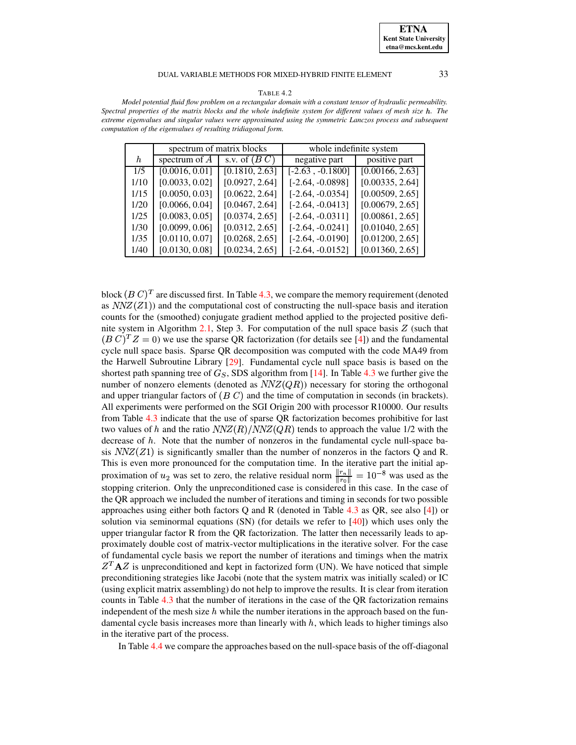TABLE 4.2

*Model potential fluid flow problem on a rectangular domain with a constant tensor of hydraulic permeability. Spectral properties of the matrix blocks and the whole indefinite system for different values of mesh size $h$. The extreme eigenvalues and singular values were approximated using the symmetric Lanczos process and subsequent computation of the eigenvalues of resulting tridiagonal form.*

| | spectrum of matrix blocks | | whole indefinite system | |
|---|---|---|---|---|
| $h$ | spectrum of $A$ | s.v. of $(B\ C)$ | negative part | positive part |
| 1/5 | [0.0016, 0.01] | [0.1810, 2.63] | [-2.63 , -0.1800] | [0.00166, 2.63] |
| 1/10 | [0.0033, 0.02] | [0.0927, 2.64] | [-2.64, -0.0898] | [0.00335, 2.64] |
| 1/15 | [0.0050, 0.03] | [0.0622, 2.64] | [-2.64, -0.0354] | [0.00509, 2.65] |
| 1/20 | [0.0066, 0.04] | [0.0467, 2.64] | [-2.64, -0.0413] | [0.00679, 2.65] |
| 1/25 | [0.0083, 0.05] | [0.0374, 2.65] | [-2.64, -0.0311] | [0.00861, 2.65] |
| 1/30 | [0.0099, 0.06] | [0.0312, 2.65] | [-2.64, -0.0241] | [0.01040, 2.65] |
| 1/35 | [0.0110, 0.07] | [0.0268, 2.65] | [-2.64, -0.0190] | [0.01200, 2.65] |
| 1/40 | [0.0130, 0.08] | [0.0234, 2.65] | [-2.64, -0.0152] | [0.01360, 2.65] |

block $(B\ C)^T$ are discussed first. In Table 4.3, we compare the memory requirement (denoted as $NNZ(Z1)$) and the computational cost of constructing the null-space basis and iteration counts for the (smoothed) conjugate gradient method applied to the projected positive definite system in Algorithm 2.1, Step 3. For computation of the null space basis $Z$ (such that $(B\ C)^T Z = 0$) we use the sparse QR factorization (for details see [4]) and the fundamental cycle null space basis. Sparse QR decomposition was computed with the code MA49 from the Harwell Subroutine Library [29]. Fundamental cycle null space basis is based on the shortest path spanning tree of $G_S$, SDS algorithm from [14]. In Table 4.3 we further give the number of nonzero elements (denoted as $NNZ(QR)$) necessary for storing the orthogonal and upper triangular factors of $(B\ C)$ and the time of computation in seconds (in brackets). All experiments were performed on the SGI Origin 200 with processor R10000. Our results from Table 4.3 indicate that the use of sparse QR factorization becomes prohibitive for last two values of $h$ and the ratio $NNZ(R)/NNZ(QR)$ tends to approach the value 1/2 with the decrease of $h$. Note that the number of nonzeros in the fundamental cycle null-space basis $NNZ(Z1)$ is significantly smaller than the number of nonzeros in the factors Q and R. This is even more pronounced for the computation time. In the iterative part the initial approximation of $u_2$ was set to zero, the relative residual norm $\frac{\|r_n\|}{\|r_0\|} = 10^{-8}$ was used as the stopping criterion. Only the unpreconditioned case is considered in this case. In the case of the QR approach we included the number of iterations and timing in seconds for two possible approaches using either both factors Q and R (denoted in Table 4.3 as QR, see also [4]) or solution via seminormal equations (SN) (for details we refer to [40]) which uses only the upper triangular factor R from the QR factorization. The latter then necessarily leads to approximately double cost of matrix-vector multiplications in the iterative solver. For the case of fundamental cycle basis we report the number of iterations and timings when the matrix $Z^T \mathbf{A} Z$ is unpreconditioned and kept in factorized form (UN). We have noticed that simple preconditioning strategies like Jacobi (note that the system matrix was initially scaled) or IC (using explicit matrix assembling) do not help to improve the results. It is clear from iteration counts in Table 4.3 that the number of iterations in the case of the QR factorization remains independent of the mesh size $h$ while the number iterations in the approach based on the fundamental cycle basis increases more than linearly with $h$, which leads to higher timings also in the iterative part of the process.

In Table 4.4 we compare the approaches based on the null-space basis of the off-diagonal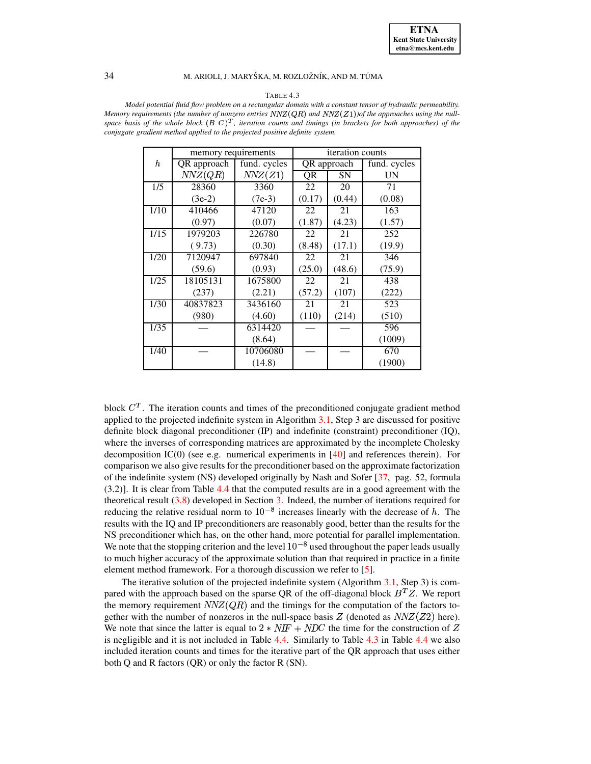TABLE 4.3

*Model potential fluid flow problem on a rectangular domain with a constant tensor of hydraulic permeability. Memory requirements (the number of nonzero entries $NNZ(QR)$ and $NNZ(Z1)$)of the approaches using the null-space basis of the whole block $(B\ C)^T$, iteration counts and timings (in brackets for both approaches) of the conjugate gradient method applied to the projected positive definite system.*

| $h$ | memory requirements | | iteration counts | | |
|---|---|---|---|---|---|
| | QR approach | fund. cycles | QR approach | | fund. cycles |
| | $NNZ(QR)$ | $NNZ(Z1)$ | QR | SN | UN |
| 1/5 | 28360 | 3360 | 22 | 20 | 71 |
| | (3e-2) | (7e-3) | (0.17) | (0.44) | (0.08) |
| 1/10 | 410466 | 47120 | 22 | 21 | 163 |
| | (0.97) | (0.07) | (1.87) | (4.23) | (1.57) |
| 1/15 | 1979203 | 226780 | 22 | 21 | 252 |
| | ( 9.73) | (0.30) | (8.48) | (17.1) | (19.9) |
| 1/20 | 7120947 | 697840 | 22 | 21 | 346 |
| | (59.6) | (0.93) | (25.0) | (48.6) | (75.9) |
| 1/25 | 18105131 | 1675800 | 22 | 21 | 438 |
| | (237) | (2.21) | (57.2) | (107) | (222) |
| 1/30 | 40837823 | 3436160 | 21 | 21 | 523 |
| | (980) | (4.60) | (110) | (214) | (510) |
| 1/35 | — | 6314420 | — | — | 596 |
| | | (8.64) | | | (1009) |
| 1/40 | — | 10706080 | — | — | 670 |
| | | (14.8) | | | (1900) |

block $C^T$. The iteration counts and times of the preconditioned conjugate gradient method applied to the projected indefinite system in Algorithm 3.1, Step 3 are discussed for positive definite block diagonal preconditioner (IP) and indefinite (constraint) preconditioner (IQ), where the inverses of corresponding matrices are approximated by the incomplete Cholesky decomposition IC(0) (see e.g. numerical experiments in [40] and references therein). For comparison we also give results for the preconditioner based on the approximate factorization of the indefinite system (NS) developed originally by Nash and Sofer [37, pag. 52, formula (3.2)]. It is clear from Table 4.4 that the computed results are in a good agreement with the theoretical result (3.8) developed in Section 3. Indeed, the number of iterations required for reducing the relative residual norm to $10^{-8}$ increases linearly with the decrease of $h$. The results with the IQ and IP preconditioners are reasonably good, better than the results for the NS preconditioner which has, on the other hand, more potential for parallel implementation. We note that the stopping criterion and the level $10^{-8}$ used throughout the paper leads usually to much higher accuracy of the approximate solution than that required in practice in a finite element method framework. For a thorough discussion we refer to [5].

The iterative solution of the projected indefinite system (Algorithm 3.1, Step 3) is compared with the approach based on the sparse QR of the off-diagonal block $B^T Z$. We report the memory requirement $NNZ(QR)$ and the timings for the computation of the factors together with the number of nonzeros in the null-space basis $Z$ (denoted as $NNZ(Z2)$ here). We note that since the latter is equal to $2 * NIF + NDC$ the time for the construction of $Z$ is negligible and it is not included in Table 4.4. Similarly to Table 4.3 in Table 4.4 we also included iteration counts and times for the iterative part of the QR approach that uses either both Q and R factors (QR) or only the factor R (SN).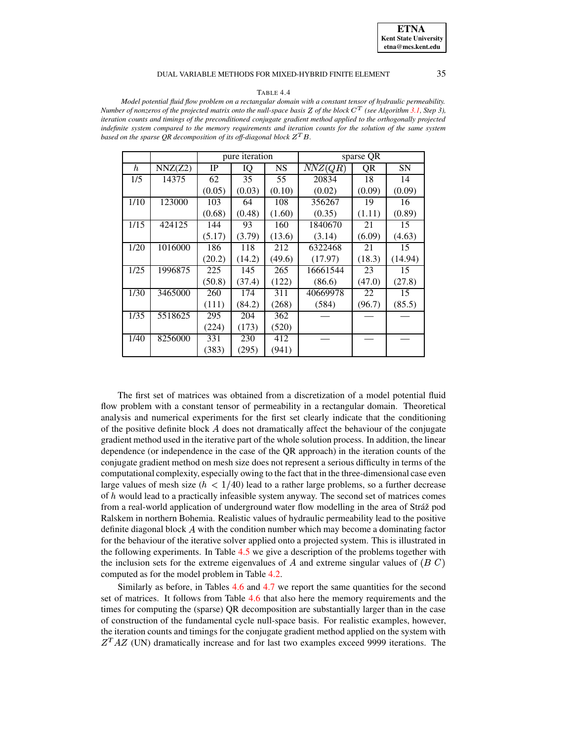TABLE 4.4

*Model potential fluid flow problem on a rectangular domain with a constant tensor of hydraulic permeability. Number of nonzeros of the projected matrix onto the null-space basis $Z$ of the block $C^T$ (see Algorithm 3.1, Step 3), iteration counts and timings of the preconditioned conjugate gradient method applied to the orthogonally projected indefinite system compared to the memory requirements and iteration counts for the solution of the same system based on the sparse QR decomposition of its off-diagonal block $Z^T B$.*

| | | pure iteration | | | sparse QR | | |
|---|---|---|---|---|---|---|---|
| $h$ | NNZ(Z2) | IP | IQ | NS | $NNZ(QR)$ | QR | SN |
| 1/5 | 14375 | 62 | 35 | 55 | 20834 | 18 | 14 |
| | | (0.05) | (0.03) | (0.10) | (0.02) | (0.09) | (0.09) |
| 1/10 | 123000 | 103 | 64 | 108 | 356267 | 19 | 16 |
| | | (0.68) | (0.48) | (1.60) | (0.35) | (1.11) | (0.89) |
| 1/15 | 424125 | 144 | 93 | 160 | 1840670 | 21 | 15 |
| | | (5.17) | (3.79) | (13.6) | (3.14) | (6.09) | (4.63) |
| 1/20 | 1016000 | 186 | 118 | 212 | 6322468 | 21 | 15 |
| | | (20.2) | (14.2) | (49.6) | (17.97) | (18.3) | (14.94) |
| 1/25 | 1996875 | 225 | 145 | 265 | 16661544 | 23 | 15 |
| | | (50.8) | (37.4) | (122) | (86.6) | (47.0) | (27.8) |
| 1/30 | 3465000 | 260 | 174 | 311 | 40669978 | 22 | 15 |
| | | (111) | (84.2) | (268) | (584) | (96.7) | (85.5) |
| 1/35 | 5518625 | 295 | 204 | 362 | — | — | — |
| | | (224) | (173) | (520) | | | |
| 1/40 | 8256000 | 331 | 230 | 412 | — | — | — |
| | | (383) | (295) | (941) | | | |

The first set of matrices was obtained from a discretization of a model potential fluid flow problem with a constant tensor of permeability in a rectangular domain. Theoretical analysis and numerical experiments for the first set clearly indicate that the conditioning of the positive definite block $A$ does not dramatically affect the behaviour of the conjugate gradient method used in the iterative part of the whole solution process. In addition, the linear dependence (or independence in the case of the QR approach) in the iteration counts of the conjugate gradient method on mesh size does not represent a serious difficulty in terms of the computational complexity, especially owing to the fact that in the three-dimensional case even large values of mesh size ($h < 1/40$) lead to a rather large problems, so a further decrease of $h$ would lead to a practically infeasible system anyway. The second set of matrices comes from a real-world application of underground water flow modelling in the area of Stráž pod Ralskem in northern Bohemia. Realistic values of hydraulic permeability lead to the positive definite diagonal block $A$ with the condition number which may become a dominating factor for the behaviour of the iterative solver applied onto a projected system. This is illustrated in the following experiments. In Table 4.5 we give a description of the problems together with the inclusion sets for the extreme eigenvalues of $A$ and extreme singular values of $(B\ C)$ computed as for the model problem in Table 4.2.

Similarly as before, in Tables 4.6 and 4.7 we report the same quantities for the second set of matrices. It follows from Table 4.6 that also here the memory requirements and the times for computing the (sparse) QR decomposition are substantially larger than in the case of construction of the fundamental cycle null-space basis. For realistic examples, however, the iteration counts and timings for the conjugate gradient method applied on the system with $Z^T AZ$ (UN) dramatically increase and for last two examples exceed 9999 iterations. The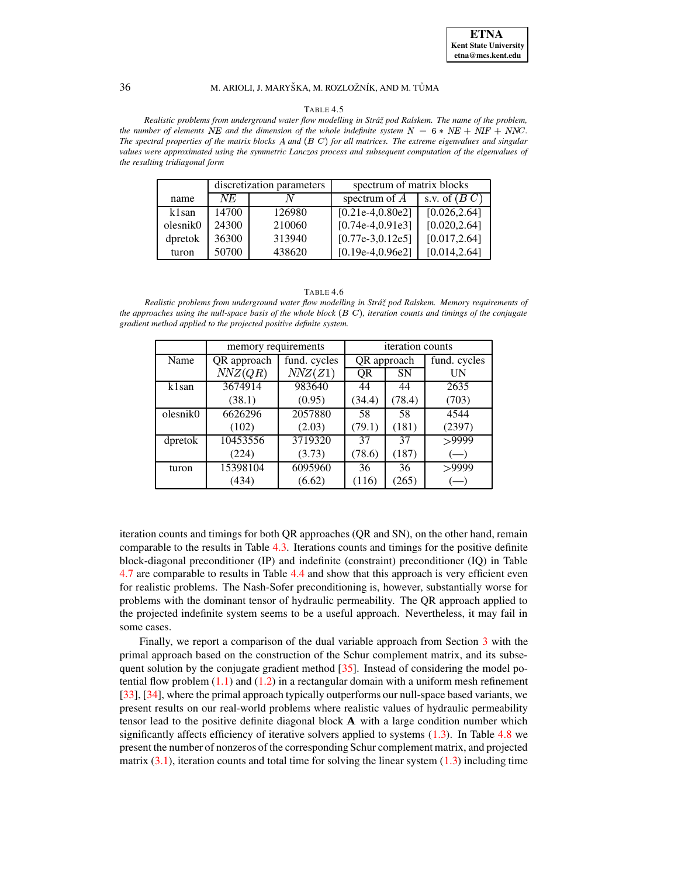TABLE 4.5

*Realistic problems from underground water flow modelling in Stráž pod Ralskem. The name of the problem, the number of elements $NE$ and the dimension of the whole indefinite system $N = 6 * NE + NIF + NNC$. The spectral properties of the matrix blocks $A$ and $(B\ C)$ for all matrices. The extreme eigenvalues and singular values were approximated using the symmetric Lanczos process and subsequent computation of the eigenvalues of the resulting tridiagonal form*

| | discretization parameters | | spectrum of matrix blocks | |
|---|---|---|---|---|
| name | $NE$ | $N$ | spectrum of $A$ | s.v. of $(B\ C)$ |
| k1san | 14700 | 126980 | [0.21e-4,0.80e2] | [0.026,2.64] |
| olesnik0 | 24300 | 210060 | [0.74e-4,0.91e3] | [0.020,2.64] |
| dpretok | 36300 | 313940 | [0.77e-3,0.12e5] | [0.017,2.64] |
| turon | 50700 | 438620 | [0.19e-4,0.96e2] | [0.014,2.64] |

TABLE 4.6

*Realistic problems from underground water flow modelling in Stráž pod Ralskem. Memory requirements of the approaches using the null-space basis of the whole block $(B\ C)$, iteration counts and timings of the conjugate gradient method applied to the projected positive definite system.*

| | memory requirements | | iteration counts | | |
|---|---|---|---|---|---|
| Name | QR approach | fund. cycles | QR approach | | fund. cycles |
| | $NNZ(QR)$ | $NNZ(Z1)$ | QR | SN | UN |
| k1san | 3674914 (38.1) | 983640 (0.95) | 44 (34.4) | 44 (78.4) | 2635 (703) |
| olesnik0 | 6626296 (102) | 2057880 (2.03) | 58 (79.1) | 58 (181) | 4544 (2397) |
| dpretok | 10453556 (224) | 3719320 (3.73) | 37 (78.6) | 37 (187) | >9999 (—) |
| turon | 15398104 (434) | 6095960 (6.62) | 36 (116) | 36 (265) | >9999 (—) |

iteration counts and timings for both QR approaches (QR and SN), on the other hand, remain comparable to the results in Table 4.3. Iterations counts and timings for the positive definite block-diagonal preconditioner (IP) and indefinite (constraint) preconditioner (IQ) in Table 4.7 are comparable to results in Table 4.4 and show that this approach is very efficient even for realistic problems. The Nash-Sofer preconditioning is, however, substantially worse for problems with the dominant tensor of hydraulic permeability. The QR approach applied to the projected indefinite system seems to be a useful approach. Nevertheless, it may fail in some cases.

Finally, we report a comparison of the dual variable approach from Section 3 with the primal approach based on the construction of the Schur complement matrix, and its subsequent solution by the conjugate gradient method [35]. Instead of considering the model potential flow problem (1.1) and (1.2) in a rectangular domain with a uniform mesh refinement [33], [34], where the primal approach typically outperforms our null-space based variants, we present results on our real-world problems where realistic values of hydraulic permeability tensor lead to the positive definite diagonal block $\mathbf{A}$ with a large condition number which significantly affects efficiency of iterative solvers applied to systems (1.3). In Table 4.8 we present the number of nonzeros of the corresponding Schur complement matrix, and projected matrix (3.1), iteration counts and total time for solving the linear system (1.3) including time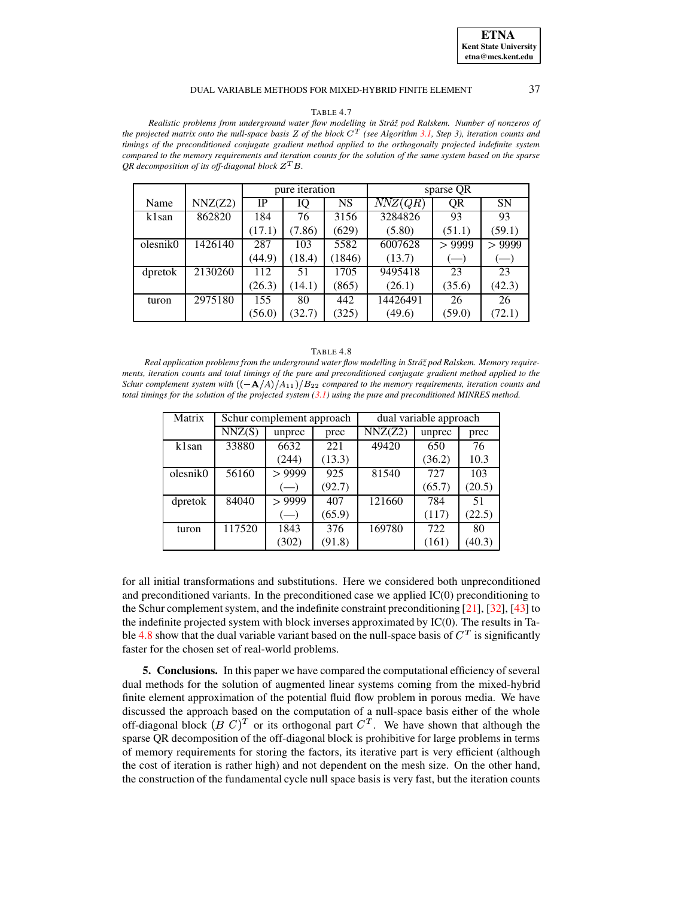TABLE 4.7

*Realistic problems from underground water flow modelling in Stráž pod Ralskem. Number of nonzeros of the projected matrix onto the null-space basis $Z$ of the block $C^T$ (see Algorithm 3.1, Step 3), iteration counts and timings of the preconditioned conjugate gradient method applied to the orthogonally projected indefinite system compared to the memory requirements and iteration counts for the solution of the same system based on the sparse $QR$ decomposition of its off-diagonal block $Z^T B$.*

| Name | NNZ(Z2) | pure iteration | | | sparse QR | | |
|---|---|---|---|---|---|---|---|
| | | IP | IQ | NS | $NNZ(QR)$ | QR | SN |
| k1san | 862820 | 184 | 76 | 3156 | 3284826 | 93 | 93 |
| | | (17.1) | (7.86) | (629) | (5.80) | (51.1) | (59.1) |
| olesnik0 | 1426140 | 287 | 103 | 5582 | 6007628 | $> 9999$ | $> 9999$ |
| | | (44.9) | (18.4) | (1846) | (13.7) | (—) | (—) |
| dpretok | 2130260 | 112 | 51 | 1705 | 9495418 | 23 | 23 |
| | | (26.3) | (14.1) | (865) | (26.1) | (35.6) | (42.3) |
| turon | 2975180 | 155 | 80 | 442 | 14426491 | 26 | 26 |
| | | (56.0) | (32.7) | (325) | (49.6) | (59.0) | (72.1) |

TABLE 4.8

*Real application problems from the underground water flow modelling in Stráž pod Ralskem. Memory requirements, iteration counts and total timings of the pure and preconditioned conjugate gradient method applied to the Schur complement system with $((-\mathbf{A}/A)/A_{11})/B_{22}$ compared to the memory requirements, iteration counts and total timings for the solution of the projected system (3.1) using the pure and preconditioned MINRES method.*

| Matrix | Schur complement approach | | | dual variable approach | | |
|---|---|---|---|---|---|---|
| | NNZ(S) | unprec | prec | NNZ(Z2) | unprec | prec |
| k1san | 33880 | 6632 | 221 | 49420 | 650 | 76 |
| | | (244) | (13.3) | | (36.2) | 10.3 |
| olesnik0 | 56160 | $> 9999$ | 925 | 81540 | 727 | 103 |
| | | (—) | (92.7) | | (65.7) | (20.5) |
| dpretok | 84040 | $> 9999$ | 407 | 121660 | 784 | 51 |
| | | (—) | (65.9) | | (117) | (22.5) |
| turon | 117520 | 1843 | 376 | 169780 | 722 | 80 |
| | | (302) | (91.8) | | (161) | (40.3) |

for all initial transformations and substitutions. Here we considered both unpreconditioned and preconditioned variants. In the preconditioned case we applied IC(0) preconditioning to the Schur complement system, and the indefinite constraint preconditioning [21], [32], [43] to the indefinite projected system with block inverses approximated by IC(0). The results in Table 4.8 show that the dual variable variant based on the null-space basis of $C^T$ is significantly faster for the chosen set of real-world problems.

**5. Conclusions.** In this paper we have compared the computational efficiency of several dual methods for the solution of augmented linear systems coming from the mixed-hybrid finite element approximation of the potential fluid flow problem in porous media. We have discussed the approach based on the computation of a null-space basis either of the whole off-diagonal block $(B\ C)^T$ or its orthogonal part $C^T$. We have shown that although the sparse QR decomposition of the off-diagonal block is prohibitive for large problems in terms of memory requirements for storing the factors, its iterative part is very efficient (although the cost of iteration is rather high) and not dependent on the mesh size. On the other hand, the construction of the fundamental cycle null space basis is very fast, but the iteration counts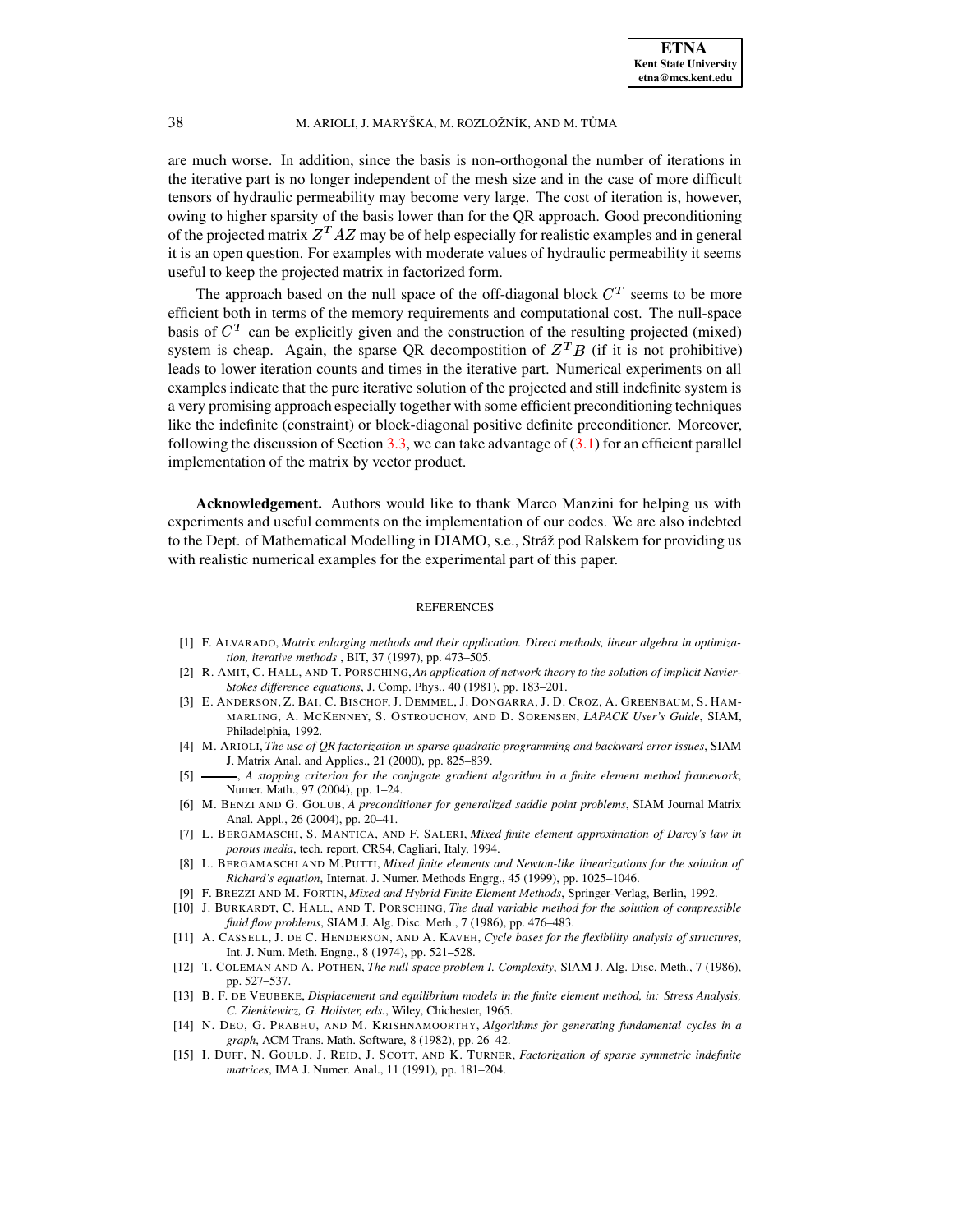are much worse. In addition, since the basis is non-orthogonal the number of iterations in the iterative part is no longer independent of the mesh size and in the case of more difficult tensors of hydraulic permeability may become very large. The cost of iteration is, however, owing to higher sparsity of the basis lower than for the QR approach. Good preconditioning of the projected matrix $Z^T AZ$ may be of help especially for realistic examples and in general it is an open question. For examples with moderate values of hydraulic permeability it seems useful to keep the projected matrix in factorized form.

The approach based on the null space of the off-diagonal block $C^T$ seems to be more efficient both in terms of the memory requirements and computational cost. The null-space basis of $C^T$ can be explicitly given and the construction of the resulting projected (mixed) system is cheap. Again, the sparse QR decompostition of $Z^T B$ (if it is not prohibitive) leads to lower iteration counts and times in the iterative part. Numerical experiments on all examples indicate that the pure iterative solution of the projected and still indefinite system is a very promising approach especially together with some efficient preconditioning techniques like the indefinite (constraint) or block-diagonal positive definite preconditioner. Moreover, following the discussion of Section 3.3, we can take advantage of (3.1) for an efficient parallel implementation of the matrix by vector product.

**Acknowledgement.** Authors would like to thank Marco Manzini for helping us with experiments and useful comments on the implementation of our codes. We are also indebted to the Dept. of Mathematical Modelling in DIAMO, s.e., Stráž pod Ralskem for providing us with realistic numerical examples for the experimental part of this paper.

## REFERENCES

[1] F. Alvarado, *Matrix enlarging methods and their application. Direct methods, linear algebra in optimization, iterative methods* , BIT, 37 (1997), pp. 473–505.

[2] R. Amit, C. Hall, and T. Porsching, *An application of network theory to the solution of implicit Navier-Stokes difference equations*, J. Comp. Phys., 40 (1981), pp. 183–201.

[3] E. Anderson, Z. Bai, C. Bischof, J. Demmel, J. Dongarra, J. D. Croz, A. Greenbaum, S. Hammarling, A. McKenney, S. Ostrouchov, and D. Sorensen, *LAPACK User's Guide*, SIAM, Philadelphia, 1992.

[4] M. Arioli, *The use of QR factorization in sparse quadratic programming and backward error issues*, SIAM J. Matrix Anal. and Applics., 21 (2000), pp. 825–839.

[5] ———, *A stopping criterion for the conjugate gradient algorithm in a finite element method framework*, Numer. Math., 97 (2004), pp. 1–24.

[6] M. Benzi and G. Golub, *A preconditioner for generalized saddle point problems*, SIAM Journal Matrix Anal. Appl., 26 (2004), pp. 20–41.

[7] L. Bergamaschi, S. Mantica, and F. Saleri, *Mixed finite element approximation of Darcy's law in porous media*, tech. report, CRS4, Cagliari, Italy, 1994.

[8] L. Bergamaschi and M.Putti, *Mixed finite elements and Newton-like linearizations for the solution of Richard's equation*, Internat. J. Numer. Methods Engrg., 45 (1999), pp. 1025–1046.

[9] F. Brezzi and M. Fortin, *Mixed and Hybrid Finite Element Methods*, Springer-Verlag, Berlin, 1992.

[10] J. Burkardt, C. Hall, and T. Porsching, *The dual variable method for the solution of compressible fluid flow problems*, SIAM J. Alg. Disc. Meth., 7 (1986), pp. 476–483.

[11] A. Cassell, J. de C. Henderson, and A. Kaveh, *Cycle bases for the flexibility analysis of structures*, Int. J. Num. Meth. Engng., 8 (1974), pp. 521–528.

[12] T. Coleman and A. Pothen, *The null space problem I. Complexity*, SIAM J. Alg. Disc. Meth., 7 (1986), pp. 527–537.

[13] B. F. de Veubeke, *Displacement and equilibrium models in the finite element method, in: Stress Analysis, C. Zienkiewicz, G. Holister, eds.*, Wiley, Chichester, 1965.

[14] N. Deo, G. Prabhu, and M. Krishnamoorthy, *Algorithms for generating fundamental cycles in a graph*, ACM Trans. Math. Software, 8 (1982), pp. 26–42.

[15] I. Duff, N. Gould, J. Reid, J. Scott, and K. Turner, *Factorization of sparse symmetric indefinite matrices*, IMA J. Numer. Anal., 11 (1991), pp. 181–204.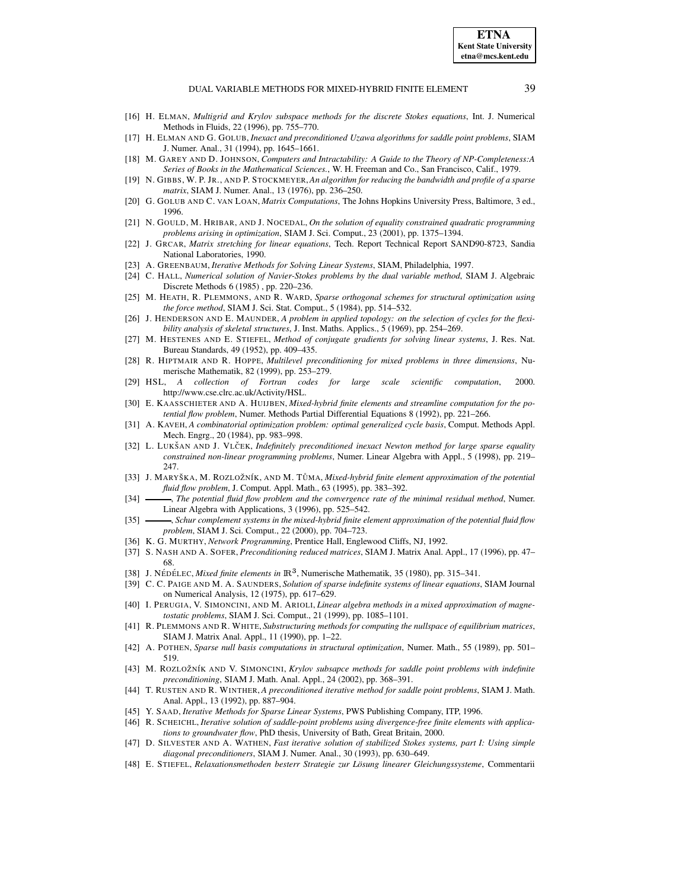[16] H. ELMAN, *Multigrid and Krylov subspace methods for the discrete Stokes equations*, Int. J. Numerical Methods in Fluids, 22 (1996), pp. 755–770.

[17] H. ELMAN AND G. GOLUB, *Inexact and preconditioned Uzawa algorithms for saddle point problems*, SIAM J. Numer. Anal., 31 (1994), pp. 1645–1661.

[18] M. GAREY AND D. JOHNSON, *Computers and Intractability: A Guide to the Theory of NP-Completeness:A Series of Books in the Mathematical Sciences.*, W. H. Freeman and Co., San Francisco, Calif., 1979.

[19] N. GIBBS, W. P. JR., AND P. STOCKMEYER, *An algorithm for reducing the bandwidth and profile of a sparse matrix*, SIAM J. Numer. Anal., 13 (1976), pp. 236–250.

[20] G. GOLUB AND C. VAN LOAN, *Matrix Computations*, The Johns Hopkins University Press, Baltimore, 3 ed., 1996.

[21] N. GOULD, M. HRIBAR, AND J. NOCEDAL, *On the solution of equality constrained quadratic programming problems arising in optimization*, SIAM J. Sci. Comput., 23 (2001), pp. 1375–1394.

[22] J. GRCAR, *Matrix stretching for linear equations*, Tech. Report Technical Report SAND90-8723, Sandia National Laboratories, 1990.

[23] A. GREENBAUM, *Iterative Methods for Solving Linear Systems*, SIAM, Philadelphia, 1997.

[24] C. HALL, *Numerical solution of Navier-Stokes problems by the dual variable method*, SIAM J. Algebraic Discrete Methods 6 (1985) , pp. 220–236.

[25] M. HEATH, R. PLEMMONS, AND R. WARD, *Sparse orthogonal schemes for structural optimization using the force method*, SIAM J. Sci. Stat. Comput., 5 (1984), pp. 514–532.

[26] J. HENDERSON AND E. MAUNDER, *A problem in applied topology: on the selection of cycles for the flexibility analysis of skeletal structures*, J. Inst. Maths. Applics., 5 (1969), pp. 254–269.

[27] M. HESTENES AND E. STIEFEL, *Method of conjugate gradients for solving linear systems*, J. Res. Nat. Bureau Standards, 49 (1952), pp. 409–435.

[28] R. HIPTMAIR AND R. HOPPE, *Multilevel preconditioning for mixed problems in three dimensions*, Numerische Mathematik, 82 (1999), pp. 253–279.

[29] HSL, *A collection of Fortran codes for large scale scientific computation*, 2000. http://www.cse.clrc.ac.uk/Activity/HSL.

[30] E. KAASSCHIETER AND A. HUIJBEN, *Mixed-hybrid finite elements and streamline computation for the potential flow problem*, Numer. Methods Partial Differential Equations 8 (1992), pp. 221–266.

[31] A. KAVEH, *A combinatorial optimization problem: optimal generalized cycle basis*, Comput. Methods Appl. Mech. Engrg., 20 (1984), pp. 983–998.

[32] L. LUKŠAN AND J. VLČEK, *Indefinitely preconditioned inexact Newton method for large sparse equality constrained non-linear programming problems*, Numer. Linear Algebra with Appl., 5 (1998), pp. 219–247.

[33] J. MARYŠKA, M. ROZLOŽNÍK, AND M. TŮMA, *Mixed-hybrid finite element approximation of the potential fluid flow problem*, J. Comput. Appl. Math., 63 (1995), pp. 383–392.

[34] ———, *The potential fluid flow problem and the convergence rate of the minimal residual method*, Numer. Linear Algebra with Applications, 3 (1996), pp. 525–542.

[35] ———, *Schur complement systems in the mixed-hybrid finite element approximation of the potential fluid flow problem*, SIAM J. Sci. Comput., 22 (2000), pp. 704–723.

[36] K. G. MURTHY, *Network Programming*, Prentice Hall, Englewood Cliffs, NJ, 1992.

[37] S. NASH AND A. SOFER, *Preconditioning reduced matrices*, SIAM J. Matrix Anal. Appl., 17 (1996), pp. 47–68.

[38] J. NÉDÉLEC, *Mixed finite elements in* $\mathbb{R}^3$, Numerische Mathematik, 35 (1980), pp. 315–341.

[39] C. C. PAIGE AND M. A. SAUNDERS, *Solution of sparse indefinite systems of linear equations*, SIAM Journal on Numerical Analysis, 12 (1975), pp. 617–629.

[40] I. PERUGIA, V. SIMONCINI, AND M. ARIOLI, *Linear algebra methods in a mixed approximation of magnetostatic problems*, SIAM J. Sci. Comput., 21 (1999), pp. 1085–1101.

[41] R. PLEMMONS AND R. WHITE, *Substructuring methods for computing the nullspace of equilibrium matrices*, SIAM J. Matrix Anal. Appl., 11 (1990), pp. 1–22.

[42] A. POTHEN, *Sparse null basis computations in structural optimization*, Numer. Math., 55 (1989), pp. 501–519.

[43] M. ROZLOŽNÍK AND V. SIMONCINI, *Krylov subsapce methods for saddle point problems with indefinite preconditioning*, SIAM J. Math. Anal. Appl., 24 (2002), pp. 368–391.

[44] T. RUSTEN AND R. WINTHER, *A preconditioned iterative method for saddle point problems*, SIAM J. Math. Anal. Appl., 13 (1992), pp. 887–904.

[45] Y. SAAD, *Iterative Methods for Sparse Linear Systems*, PWS Publishing Company, ITP, 1996.

[46] R. SCHEICHL, *Iterative solution of saddle-point problems using divergence-free finite elements with applications to groundwater flow*, PhD thesis, University of Bath, Great Britain, 2000.

[47] D. SILVESTER AND A. WATHEN, *Fast iterative solution of stabilized Stokes systems, part I: Using simple diagonal preconditioners*, SIAM J. Numer. Anal., 30 (1993), pp. 630–649.

[48] E. STIEFEL, *Relaxationsmethoden besterr Strategie zur Lösung linearer Gleichungssysteme*, Commentarii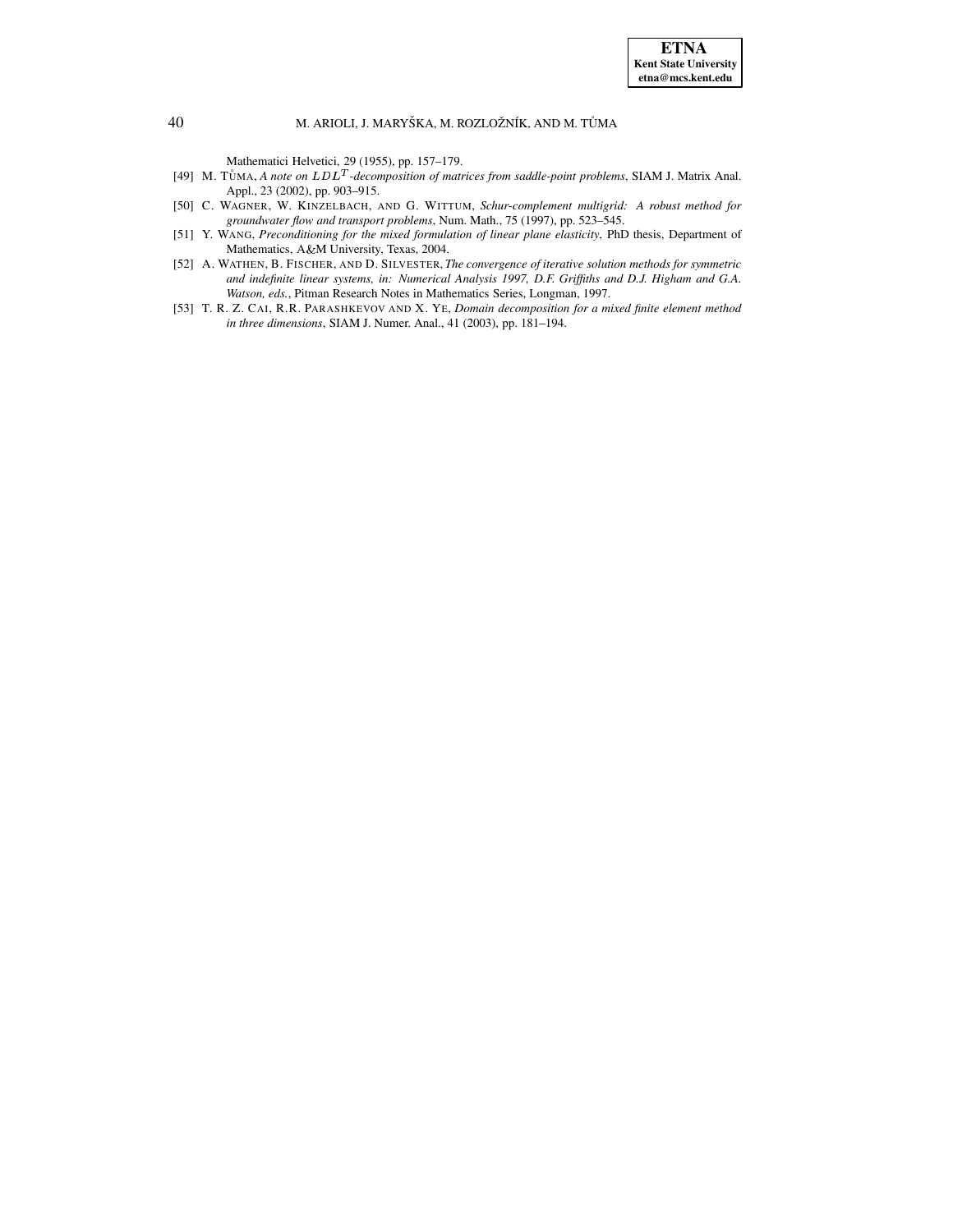Mathematici Helvetici, 29 (1955), pp. 157–179.

[49] M. TŮMA, *A note on $LDL^T$-decomposition of matrices from saddle-point problems*, SIAM J. Matrix Anal. Appl., 23 (2002), pp. 903–915.

[50] C. WAGNER, W. KINZELBACH, AND G. WITTUM, *Schur-complement multigrid: A robust method for groundwater flow and transport problems*, Num. Math., 75 (1997), pp. 523–545.

[51] Y. WANG, *Preconditioning for the mixed formulation of linear plane elasticity*, PhD thesis, Department of Mathematics, A&M University, Texas, 2004.

[52] A. WATHEN, B. FISCHER, AND D. SILVESTER, *The convergence of iterative solution methods for symmetric and indefinite linear systems, in: Numerical Analysis 1997, D.F. Griffiths and D.J. Higham and G.A. Watson, eds.*, Pitman Research Notes in Mathematics Series, Longman, 1997.

[53] T. R. Z. CAI, R.R. PARASHKEVOV AND X. YE, *Domain decomposition for a mixed finite element method in three dimensions*, SIAM J. Numer. Anal., 41 (2003), pp. 181–194.